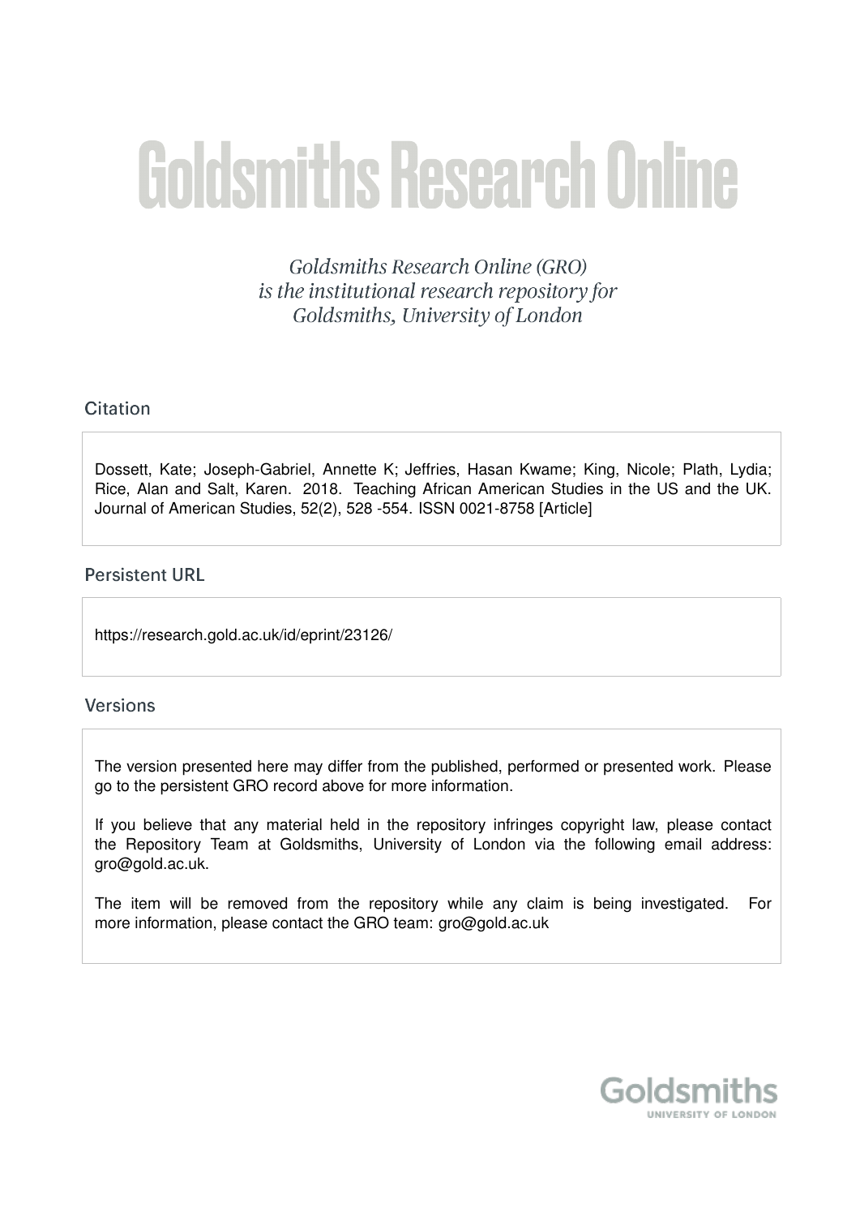# Goldsmiths Research Online

*Goldsmiths Research Online (GRO) is the institutional research repository for Goldsmiths, University of London*

## Citation

Dossett, Kate; Joseph-Gabriel, Annette K; Jeffries, Hasan Kwame; King, Nicole; Plath, Lydia; Rice, Alan and Salt, Karen. 2018. Teaching African American Studies in the US and the UK. Journal of American Studies, 52(2), 528 -554. ISSN 0021-8758 [Article]

## Persistent URL

https://research.gold.ac.uk/id/eprint/23126/

## Versions

The version presented here may differ from the published, performed or presented work. Please go to the persistent GRO record above for more information.

If you believe that any material held in the repository infringes copyright law, please contact the Repository Team at Goldsmiths, University of London via the following email address: gro@gold.ac.uk.

The item will be removed from the repository while any claim is being investigated. For more information, please contact the GRO team: gro@gold.ac.uk

Goldsmiths
UNIVERSITY OF LONDON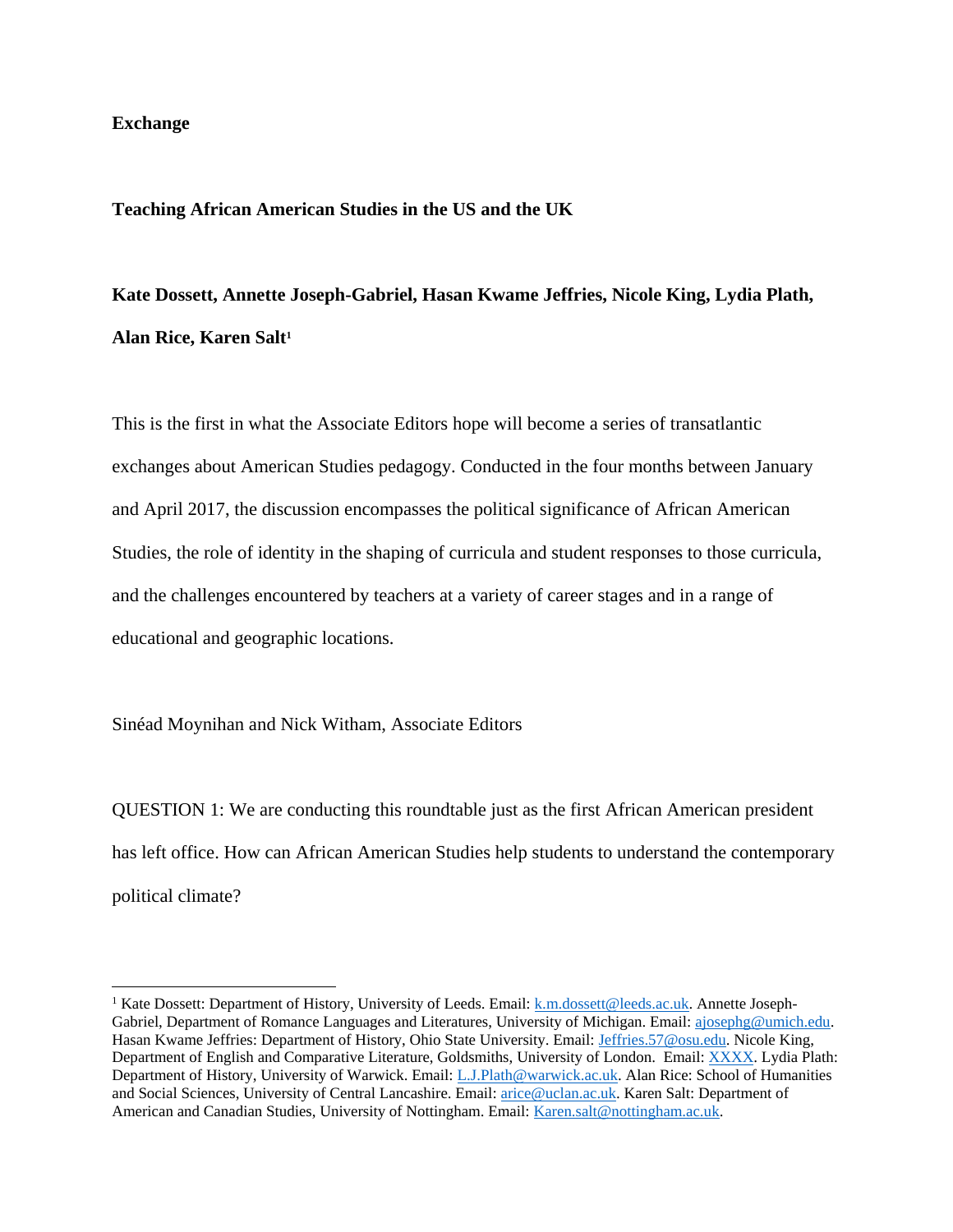**Exchange**

**Teaching African American Studies in the US and the UK**

**Kate Dossett, Annette Joseph-Gabriel, Hasan Kwame Jeffries, Nicole King, Lydia Plath, Alan Rice, Karen Salt**[1]

This is the first in what the Associate Editors hope will become a series of transatlantic exchanges about American Studies pedagogy. Conducted in the four months between January and April 2017, the discussion encompasses the political significance of African American Studies, the role of identity in the shaping of curricula and student responses to those curricula, and the challenges encountered by teachers at a variety of career stages and in a range of educational and geographic locations.

Sinéad Moynihan and Nick Witham, Associate Editors

QUESTION 1: We are conducting this roundtable just as the first African American president has left office. How can African American Studies help students to understand the contemporary political climate?

---

[1] Kate Dossett: Department of History, University of Leeds. Email: k.m.dossett@leeds.ac.uk. Annette Joseph-Gabriel, Department of Romance Languages and Literatures, University of Michigan. Email: ajosephg@umich.edu. Hasan Kwame Jeffries: Department of History, Ohio State University. Email: Jeffries.57@osu.edu. Nicole King, Department of English and Comparative Literature, Goldsmiths, University of London. Email: XXXX. Lydia Plath: Department of History, University of Warwick. Email: L.J.Plath@warwick.ac.uk. Alan Rice: School of Humanities and Social Sciences, University of Central Lancashire. Email: arice@uclan.ac.uk. Karen Salt: Department of American and Canadian Studies, University of Nottingham. Email: Karen.salt@nottingham.ac.uk.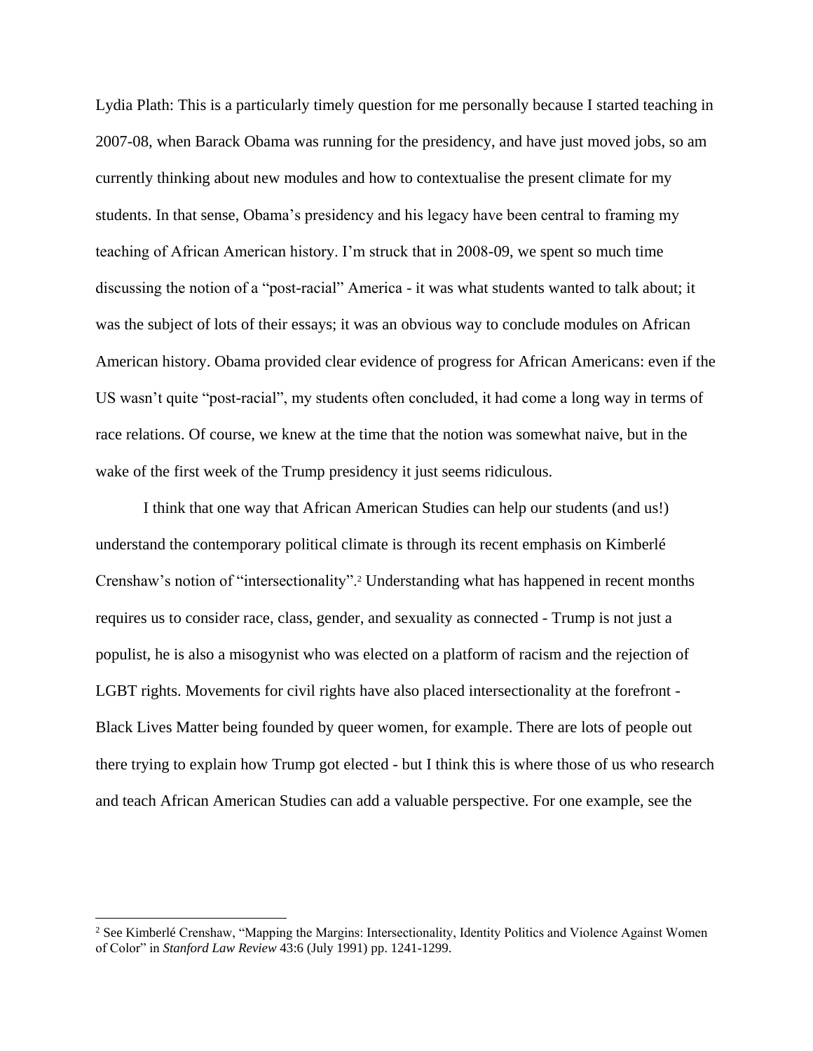Lydia Plath: This is a particularly timely question for me personally because I started teaching in 2007-08, when Barack Obama was running for the presidency, and have just moved jobs, so am currently thinking about new modules and how to contextualise the present climate for my students. In that sense, Obama's presidency and his legacy have been central to framing my teaching of African American history. I'm struck that in 2008-09, we spent so much time discussing the notion of a "post-racial" America - it was what students wanted to talk about; it was the subject of lots of their essays; it was an obvious way to conclude modules on African American history. Obama provided clear evidence of progress for African Americans: even if the US wasn't quite "post-racial", my students often concluded, it had come a long way in terms of race relations. Of course, we knew at the time that the notion was somewhat naive, but in the wake of the first week of the Trump presidency it just seems ridiculous.

I think that one way that African American Studies can help our students (and us!) understand the contemporary political climate is through its recent emphasis on Kimberlé Crenshaw's notion of "intersectionality".[2] Understanding what has happened in recent months requires us to consider race, class, gender, and sexuality as connected - Trump is not just a populist, he is also a misogynist who was elected on a platform of racism and the rejection of LGBT rights. Movements for civil rights have also placed intersectionality at the forefront - Black Lives Matter being founded by queer women, for example. There are lots of people out there trying to explain how Trump got elected - but I think this is where those of us who research and teach African American Studies can add a valuable perspective. For one example, see the

---

[2] See Kimberlé Crenshaw, "Mapping the Margins: Intersectionality, Identity Politics and Violence Against Women of Color" in *Stanford Law Review* 43:6 (July 1991) pp. 1241-1299.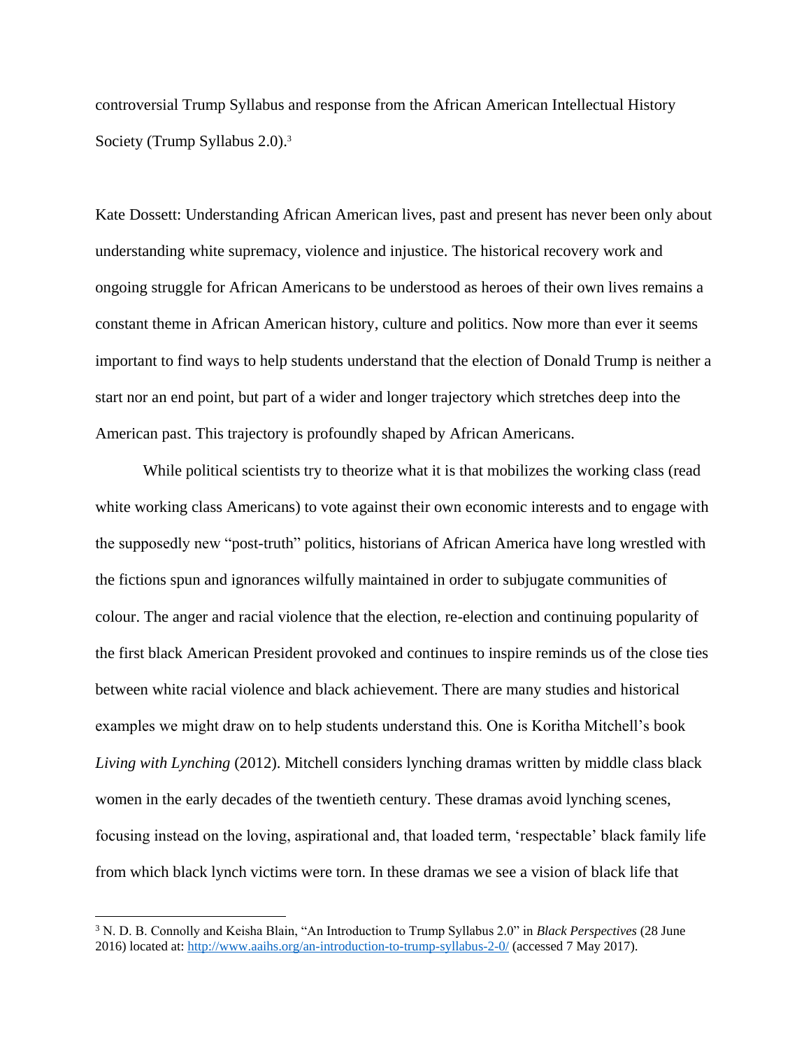controversial Trump Syllabus and response from the African American Intellectual History Society (Trump Syllabus 2.0).[3]

Kate Dossett: Understanding African American lives, past and present has never been only about understanding white supremacy, violence and injustice. The historical recovery work and ongoing struggle for African Americans to be understood as heroes of their own lives remains a constant theme in African American history, culture and politics. Now more than ever it seems important to find ways to help students understand that the election of Donald Trump is neither a start nor an end point, but part of a wider and longer trajectory which stretches deep into the American past. This trajectory is profoundly shaped by African Americans.

While political scientists try to theorize what it is that mobilizes the working class (read white working class Americans) to vote against their own economic interests and to engage with the supposedly new "post-truth" politics, historians of African America have long wrestled with the fictions spun and ignorances wilfully maintained in order to subjugate communities of colour. The anger and racial violence that the election, re-election and continuing popularity of the first black American President provoked and continues to inspire reminds us of the close ties between white racial violence and black achievement. There are many studies and historical examples we might draw on to help students understand this. One is Koritha Mitchell's book *Living with Lynching* (2012). Mitchell considers lynching dramas written by middle class black women in the early decades of the twentieth century. These dramas avoid lynching scenes, focusing instead on the loving, aspirational and, that loaded term, 'respectable' black family life from which black lynch victims were torn. In these dramas we see a vision of black life that

---

[3] N. D. B. Connolly and Keisha Blain, "An Introduction to Trump Syllabus 2.0" in *Black Perspectives* (28 June 2016) located at: http://www.aaihs.org/an-introduction-to-trump-syllabus-2-0/ (accessed 7 May 2017).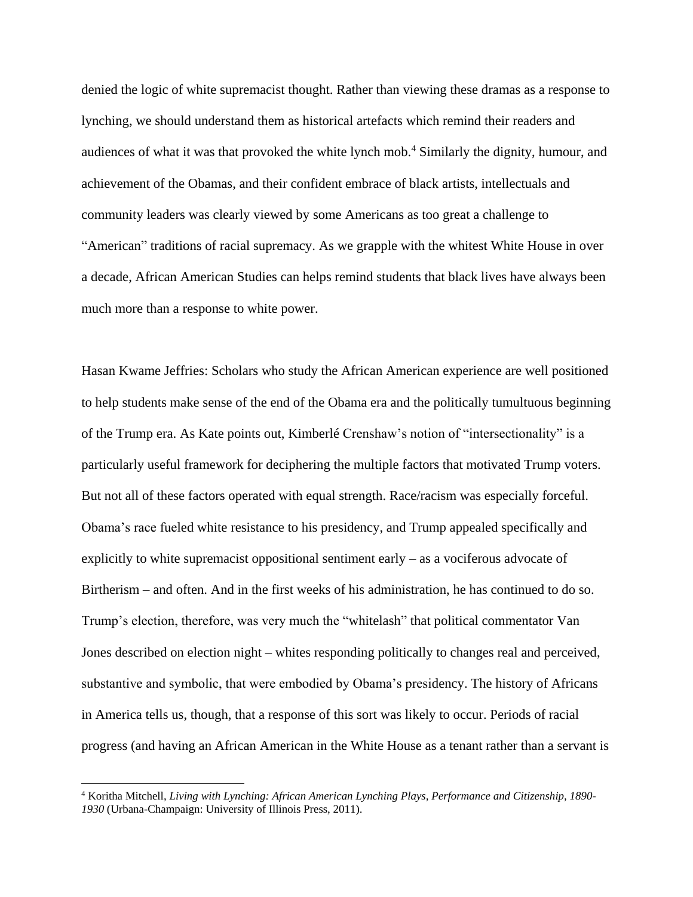denied the logic of white supremacist thought. Rather than viewing these dramas as a response to lynching, we should understand them as historical artefacts which remind their readers and audiences of what it was that provoked the white lynch mob.[4] Similarly the dignity, humour, and achievement of the Obamas, and their confident embrace of black artists, intellectuals and community leaders was clearly viewed by some Americans as too great a challenge to "American" traditions of racial supremacy. As we grapple with the whitest White House in over a decade, African American Studies can helps remind students that black lives have always been much more than a response to white power.

Hasan Kwame Jeffries: Scholars who study the African American experience are well positioned to help students make sense of the end of the Obama era and the politically tumultuous beginning of the Trump era. As Kate points out, Kimberlé Crenshaw's notion of "intersectionality" is a particularly useful framework for deciphering the multiple factors that motivated Trump voters. But not all of these factors operated with equal strength. Race/racism was especially forceful. Obama's race fueled white resistance to his presidency, and Trump appealed specifically and explicitly to white supremacist oppositional sentiment early – as a vociferous advocate of Birtherism – and often. And in the first weeks of his administration, he has continued to do so. Trump's election, therefore, was very much the "whitelash" that political commentator Van Jones described on election night – whites responding politically to changes real and perceived, substantive and symbolic, that were embodied by Obama's presidency. The history of Africans in America tells us, though, that a response of this sort was likely to occur. Periods of racial progress (and having an African American in the White House as a tenant rather than a servant is

---

[4] Koritha Mitchell, *Living with Lynching: African American Lynching Plays, Performance and Citizenship, 1890-1930* (Urbana-Champaign: University of Illinois Press, 2011).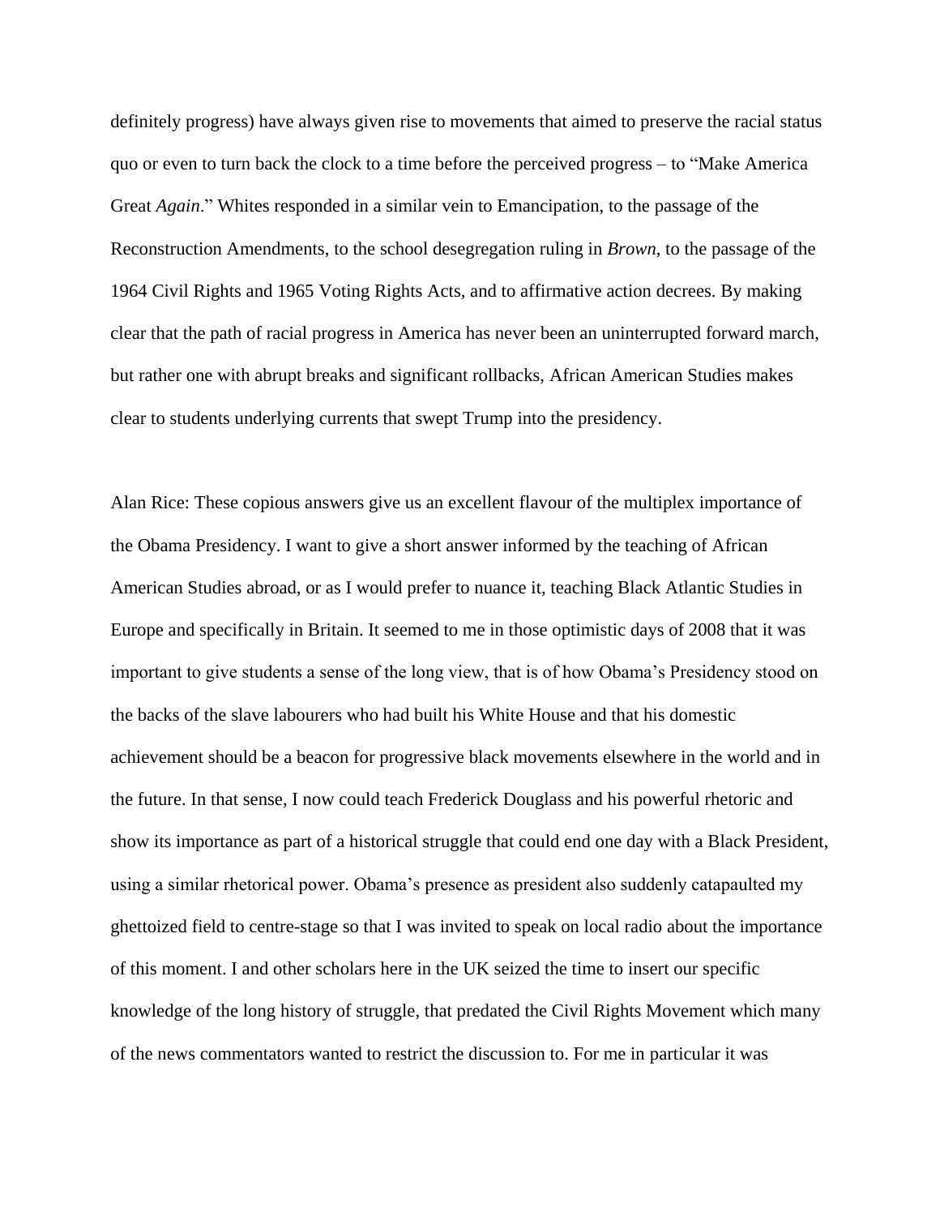definitely progress) have always given rise to movements that aimed to preserve the racial status quo or even to turn back the clock to a time before the perceived progress – to "Make America Great *Again*." Whites responded in a similar vein to Emancipation, to the passage of the Reconstruction Amendments, to the school desegregation ruling in *Brown*, to the passage of the 1964 Civil Rights and 1965 Voting Rights Acts, and to affirmative action decrees. By making clear that the path of racial progress in America has never been an uninterrupted forward march, but rather one with abrupt breaks and significant rollbacks, African American Studies makes clear to students underlying currents that swept Trump into the presidency.

Alan Rice: These copious answers give us an excellent flavour of the multiplex importance of the Obama Presidency. I want to give a short answer informed by the teaching of African American Studies abroad, or as I would prefer to nuance it, teaching Black Atlantic Studies in Europe and specifically in Britain. It seemed to me in those optimistic days of 2008 that it was important to give students a sense of the long view, that is of how Obama's Presidency stood on the backs of the slave labourers who had built his White House and that his domestic achievement should be a beacon for progressive black movements elsewhere in the world and in the future. In that sense, I now could teach Frederick Douglass and his powerful rhetoric and show its importance as part of a historical struggle that could end one day with a Black President, using a similar rhetorical power. Obama's presence as president also suddenly catapaulted my ghettoized field to centre-stage so that I was invited to speak on local radio about the importance of this moment. I and other scholars here in the UK seized the time to insert our specific knowledge of the long history of struggle, that predated the Civil Rights Movement which many of the news commentators wanted to restrict the discussion to. For me in particular it was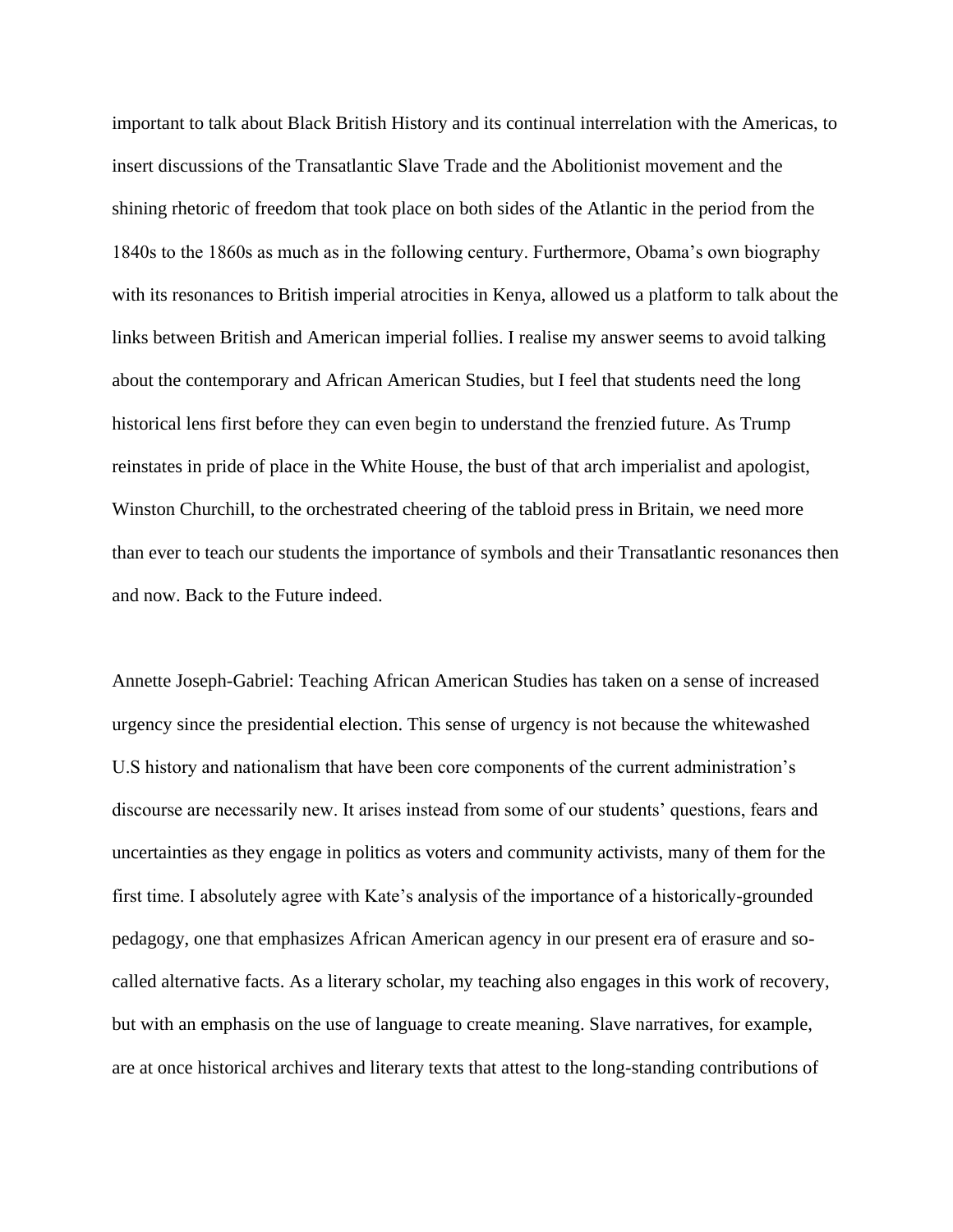important to talk about Black British History and its continual interrelation with the Americas, to insert discussions of the Transatlantic Slave Trade and the Abolitionist movement and the shining rhetoric of freedom that took place on both sides of the Atlantic in the period from the 1840s to the 1860s as much as in the following century. Furthermore, Obama's own biography with its resonances to British imperial atrocities in Kenya, allowed us a platform to talk about the links between British and American imperial follies. I realise my answer seems to avoid talking about the contemporary and African American Studies, but I feel that students need the long historical lens first before they can even begin to understand the frenzied future. As Trump reinstates in pride of place in the White House, the bust of that arch imperialist and apologist, Winston Churchill, to the orchestrated cheering of the tabloid press in Britain, we need more than ever to teach our students the importance of symbols and their Transatlantic resonances then and now. Back to the Future indeed.

Annette Joseph-Gabriel: Teaching African American Studies has taken on a sense of increased urgency since the presidential election. This sense of urgency is not because the whitewashed U.S history and nationalism that have been core components of the current administration's discourse are necessarily new. It arises instead from some of our students' questions, fears and uncertainties as they engage in politics as voters and community activists, many of them for the first time. I absolutely agree with Kate's analysis of the importance of a historically-grounded pedagogy, one that emphasizes African American agency in our present era of erasure and so-called alternative facts. As a literary scholar, my teaching also engages in this work of recovery, but with an emphasis on the use of language to create meaning. Slave narratives, for example, are at once historical archives and literary texts that attest to the long-standing contributions of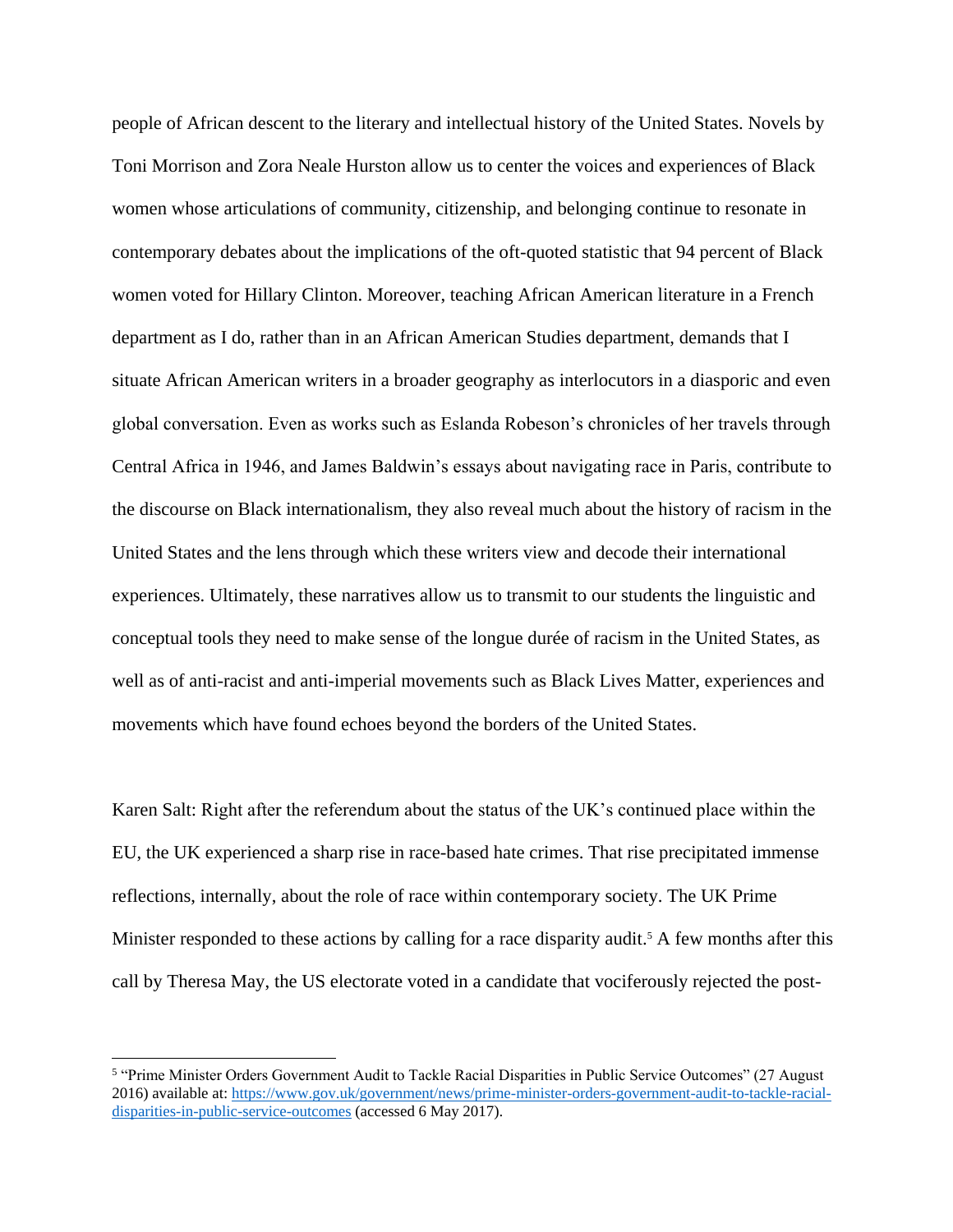people of African descent to the literary and intellectual history of the United States. Novels by Toni Morrison and Zora Neale Hurston allow us to center the voices and experiences of Black women whose articulations of community, citizenship, and belonging continue to resonate in contemporary debates about the implications of the oft-quoted statistic that 94 percent of Black women voted for Hillary Clinton. Moreover, teaching African American literature in a French department as I do, rather than in an African American Studies department, demands that I situate African American writers in a broader geography as interlocutors in a diasporic and even global conversation. Even as works such as Eslanda Robeson's chronicles of her travels through Central Africa in 1946, and James Baldwin's essays about navigating race in Paris, contribute to the discourse on Black internationalism, they also reveal much about the history of racism in the United States and the lens through which these writers view and decode their international experiences. Ultimately, these narratives allow us to transmit to our students the linguistic and conceptual tools they need to make sense of the longue durée of racism in the United States, as well as of anti-racist and anti-imperial movements such as Black Lives Matter, experiences and movements which have found echoes beyond the borders of the United States.

Karen Salt: Right after the referendum about the status of the UK's continued place within the EU, the UK experienced a sharp rise in race-based hate crimes. That rise precipitated immense reflections, internally, about the role of race within contemporary society. The UK Prime Minister responded to these actions by calling for a race disparity audit.[5] A few months after this call by Theresa May, the US electorate voted in a candidate that vociferously rejected the post-

[5] "Prime Minister Orders Government Audit to Tackle Racial Disparities in Public Service Outcomes" (27 August 2016) available at: https://www.gov.uk/government/news/prime-minister-orders-government-audit-to-tackle-racial-disparities-in-public-service-outcomes (accessed 6 May 2017).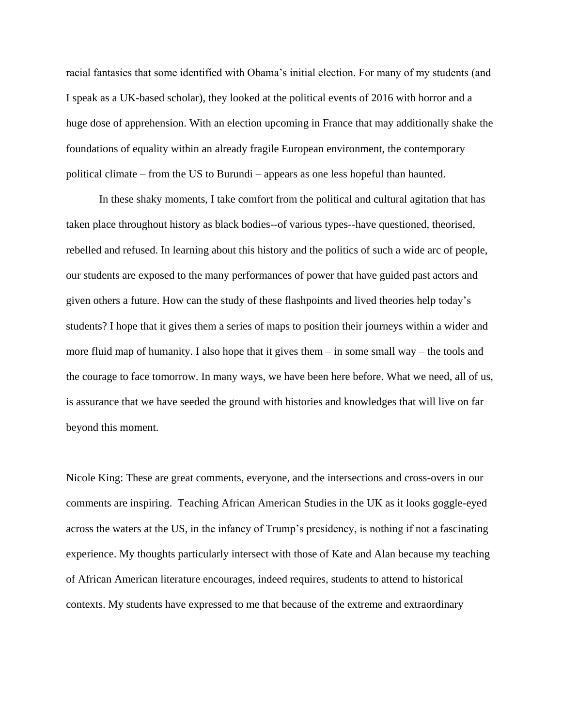racial fantasies that some identified with Obama's initial election. For many of my students (and I speak as a UK-based scholar), they looked at the political events of 2016 with horror and a huge dose of apprehension. With an election upcoming in France that may additionally shake the foundations of equality within an already fragile European environment, the contemporary political climate – from the US to Burundi – appears as one less hopeful than haunted.

In these shaky moments, I take comfort from the political and cultural agitation that has taken place throughout history as black bodies--of various types--have questioned, theorised, rebelled and refused. In learning about this history and the politics of such a wide arc of people, our students are exposed to the many performances of power that have guided past actors and given others a future. How can the study of these flashpoints and lived theories help today's students? I hope that it gives them a series of maps to position their journeys within a wider and more fluid map of humanity. I also hope that it gives them – in some small way – the tools and the courage to face tomorrow. In many ways, we have been here before. What we need, all of us, is assurance that we have seeded the ground with histories and knowledges that will live on far beyond this moment.

Nicole King: These are great comments, everyone, and the intersections and cross-overs in our comments are inspiring. Teaching African American Studies in the UK as it looks goggle-eyed across the waters at the US, in the infancy of Trump's presidency, is nothing if not a fascinating experience. My thoughts particularly intersect with those of Kate and Alan because my teaching of African American literature encourages, indeed requires, students to attend to historical contexts. My students have expressed to me that because of the extreme and extraordinary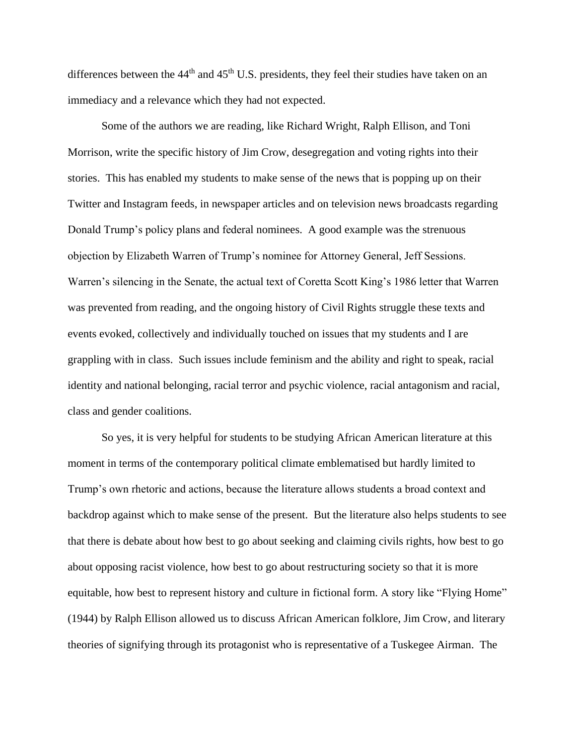differences between the 44th and 45th U.S. presidents, they feel their studies have taken on an immediacy and a relevance which they had not expected.

Some of the authors we are reading, like Richard Wright, Ralph Ellison, and Toni Morrison, write the specific history of Jim Crow, desegregation and voting rights into their stories. This has enabled my students to make sense of the news that is popping up on their Twitter and Instagram feeds, in newspaper articles and on television news broadcasts regarding Donald Trump's policy plans and federal nominees. A good example was the strenuous objection by Elizabeth Warren of Trump's nominee for Attorney General, Jeff Sessions. Warren's silencing in the Senate, the actual text of Coretta Scott King's 1986 letter that Warren was prevented from reading, and the ongoing history of Civil Rights struggle these texts and events evoked, collectively and individually touched on issues that my students and I are grappling with in class. Such issues include feminism and the ability and right to speak, racial identity and national belonging, racial terror and psychic violence, racial antagonism and racial, class and gender coalitions.

So yes, it is very helpful for students to be studying African American literature at this moment in terms of the contemporary political climate emblematised but hardly limited to Trump's own rhetoric and actions, because the literature allows students a broad context and backdrop against which to make sense of the present. But the literature also helps students to see that there is debate about how best to go about seeking and claiming civils rights, how best to go about opposing racist violence, how best to go about restructuring society so that it is more equitable, how best to represent history and culture in fictional form. A story like "Flying Home" (1944) by Ralph Ellison allowed us to discuss African American folklore, Jim Crow, and literary theories of signifying through its protagonist who is representative of a Tuskegee Airman. The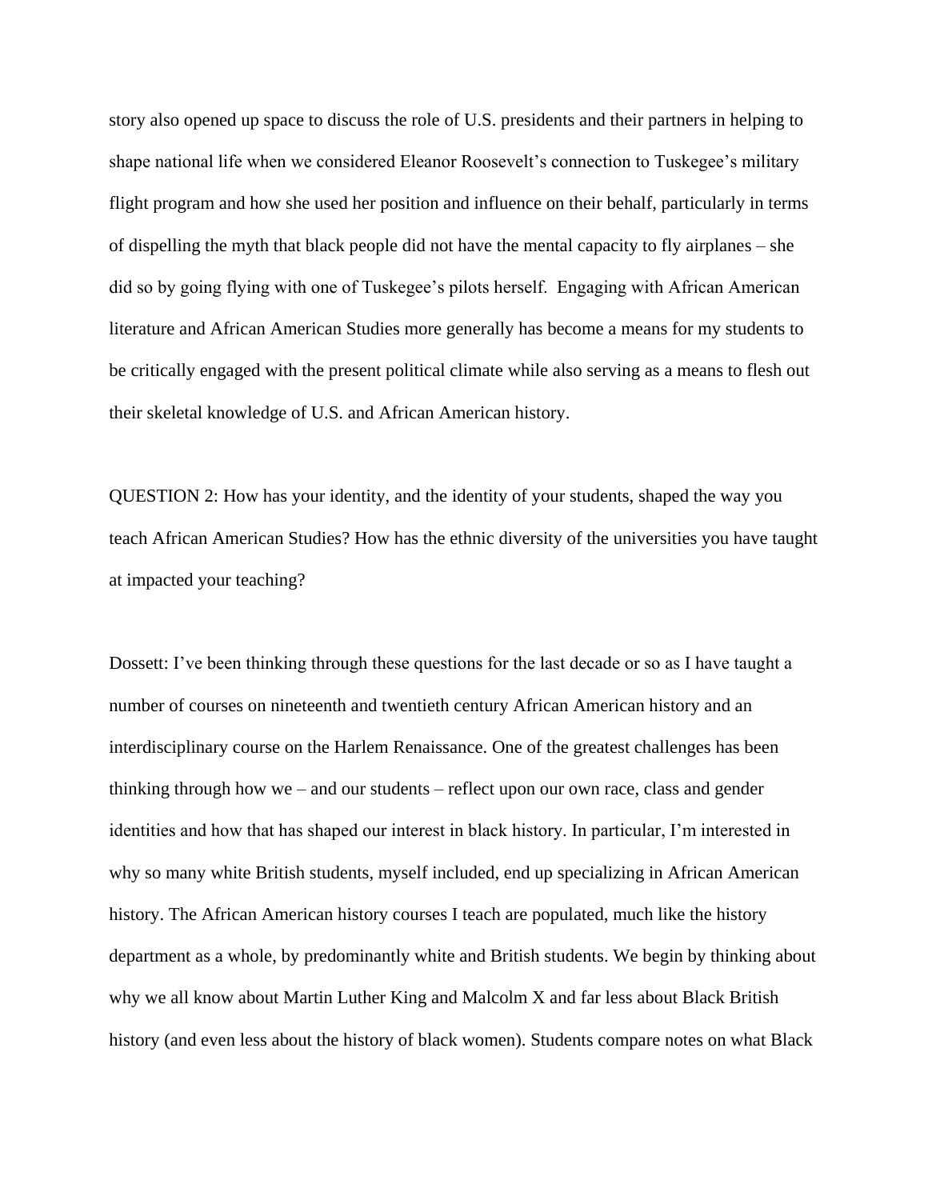story also opened up space to discuss the role of U.S. presidents and their partners in helping to shape national life when we considered Eleanor Roosevelt's connection to Tuskegee's military flight program and how she used her position and influence on their behalf, particularly in terms of dispelling the myth that black people did not have the mental capacity to fly airplanes – she did so by going flying with one of Tuskegee's pilots herself. Engaging with African American literature and African American Studies more generally has become a means for my students to be critically engaged with the present political climate while also serving as a means to flesh out their skeletal knowledge of U.S. and African American history.

QUESTION 2: How has your identity, and the identity of your students, shaped the way you teach African American Studies? How has the ethnic diversity of the universities you have taught at impacted your teaching?

Dossett: I've been thinking through these questions for the last decade or so as I have taught a number of courses on nineteenth and twentieth century African American history and an interdisciplinary course on the Harlem Renaissance. One of the greatest challenges has been thinking through how we – and our students – reflect upon our own race, class and gender identities and how that has shaped our interest in black history. In particular, I'm interested in why so many white British students, myself included, end up specializing in African American history. The African American history courses I teach are populated, much like the history department as a whole, by predominantly white and British students. We begin by thinking about why we all know about Martin Luther King and Malcolm X and far less about Black British history (and even less about the history of black women). Students compare notes on what Black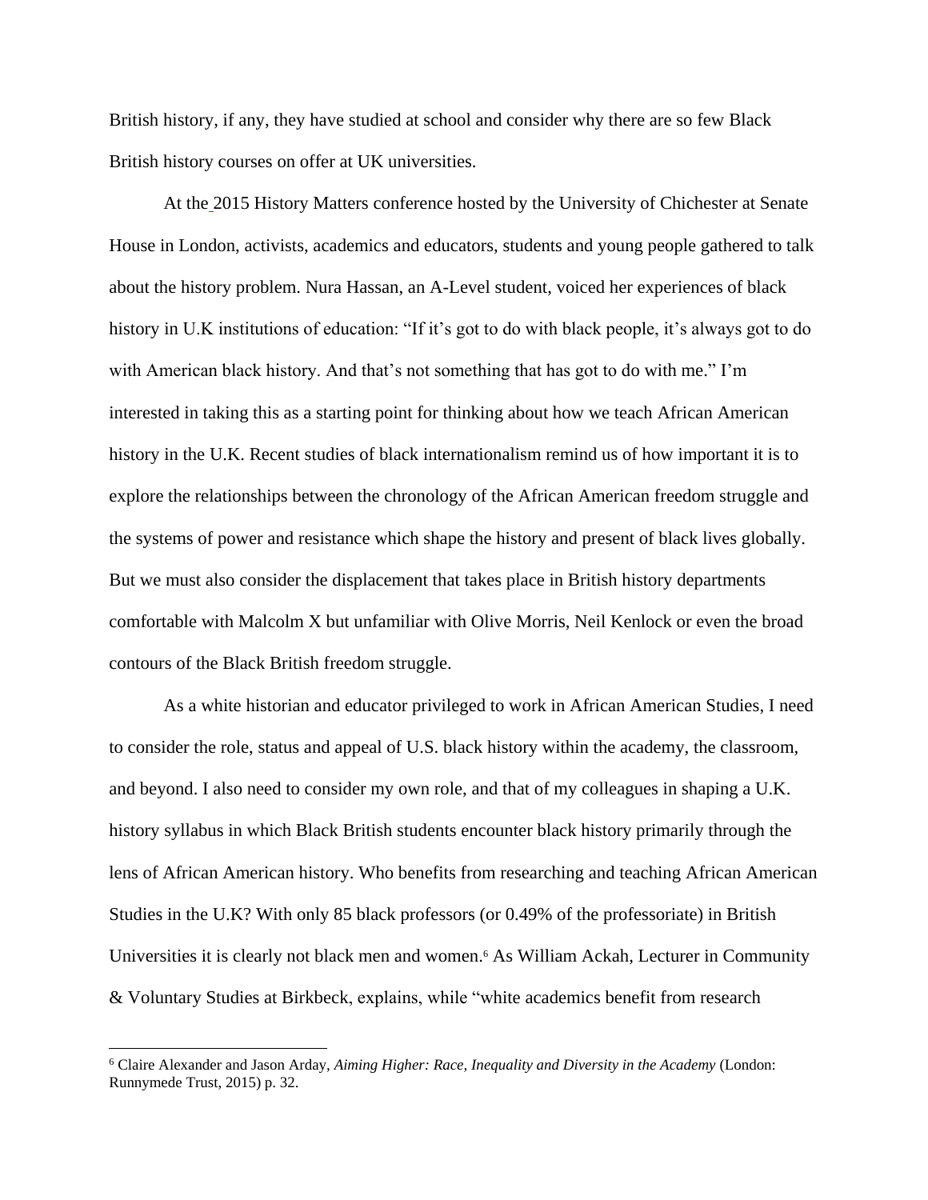British history, if any, they have studied at school and consider why there are so few Black British history courses on offer at UK universities.

At the 2015 History Matters conference hosted by the University of Chichester at Senate House in London, activists, academics and educators, students and young people gathered to talk about the history problem. Nura Hassan, an A-Level student, voiced her experiences of black history in U.K institutions of education: "If it's got to do with black people, it's always got to do with American black history. And that's not something that has got to do with me." I'm interested in taking this as a starting point for thinking about how we teach African American history in the U.K. Recent studies of black internationalism remind us of how important it is to explore the relationships between the chronology of the African American freedom struggle and the systems of power and resistance which shape the history and present of black lives globally. But we must also consider the displacement that takes place in British history departments comfortable with Malcolm X but unfamiliar with Olive Morris, Neil Kenlock or even the broad contours of the Black British freedom struggle.

As a white historian and educator privileged to work in African American Studies, I need to consider the role, status and appeal of U.S. black history within the academy, the classroom, and beyond. I also need to consider my own role, and that of my colleagues in shaping a U.K. history syllabus in which Black British students encounter black history primarily through the lens of African American history. Who benefits from researching and teaching African American Studies in the U.K? With only 85 black professors (or 0.49% of the professoriate) in British Universities it is clearly not black men and women.[6] As William Ackah, Lecturer in Community & Voluntary Studies at Birkbeck, explains, while "white academics benefit from research

---

[6] Claire Alexander and Jason Arday, *Aiming Higher: Race, Inequality and Diversity in the Academy* (London: Runnymede Trust, 2015) p. 32.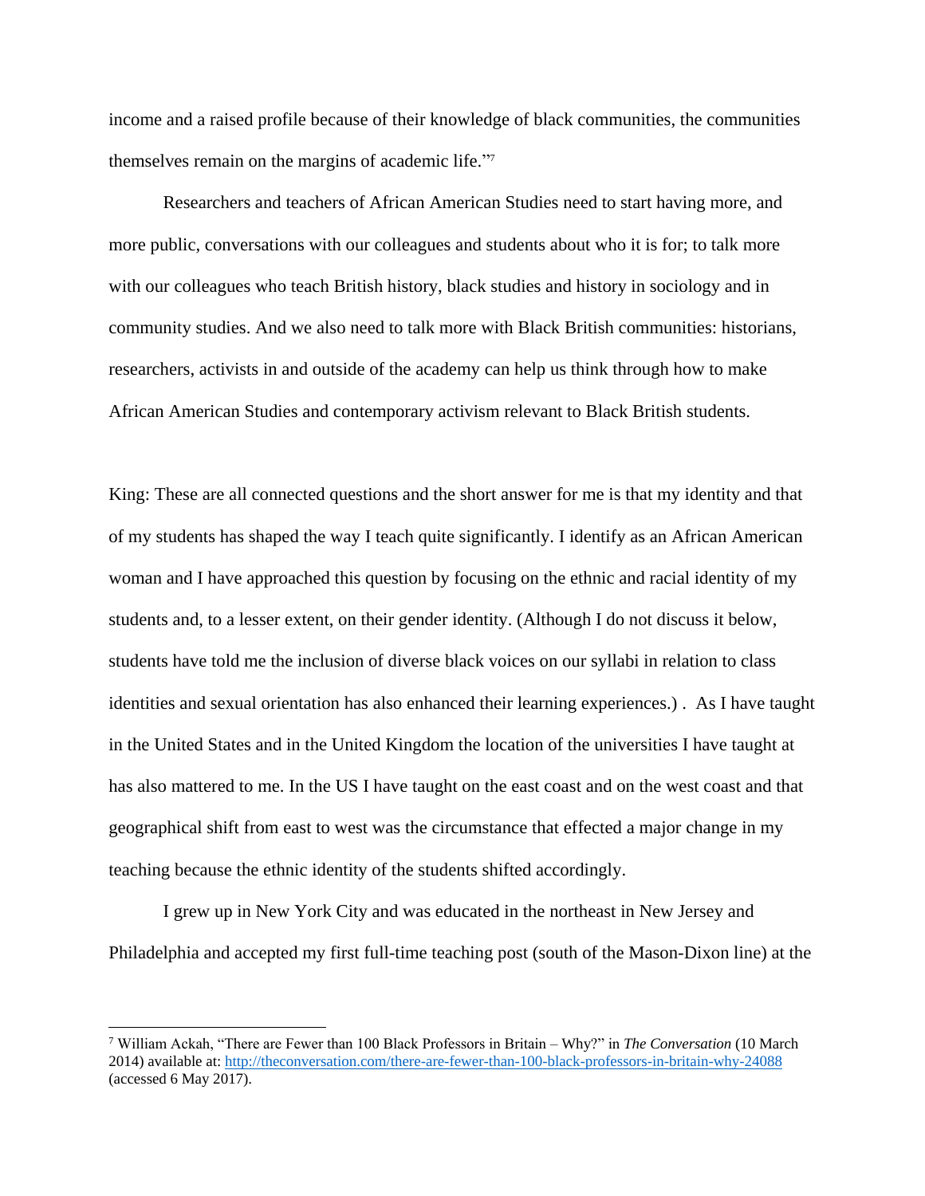income and a raised profile because of their knowledge of black communities, the communities themselves remain on the margins of academic life."[7]

Researchers and teachers of African American Studies need to start having more, and more public, conversations with our colleagues and students about who it is for; to talk more with our colleagues who teach British history, black studies and history in sociology and in community studies. And we also need to talk more with Black British communities: historians, researchers, activists in and outside of the academy can help us think through how to make African American Studies and contemporary activism relevant to Black British students.

King: These are all connected questions and the short answer for me is that my identity and that of my students has shaped the way I teach quite significantly. I identify as an African American woman and I have approached this question by focusing on the ethnic and racial identity of my students and, to a lesser extent, on their gender identity. (Although I do not discuss it below, students have told me the inclusion of diverse black voices on our syllabi in relation to class identities and sexual orientation has also enhanced their learning experiences.) . As I have taught in the United States and in the United Kingdom the location of the universities I have taught at has also mattered to me. In the US I have taught on the east coast and on the west coast and that geographical shift from east to west was the circumstance that effected a major change in my teaching because the ethnic identity of the students shifted accordingly.

I grew up in New York City and was educated in the northeast in New Jersey and Philadelphia and accepted my first full-time teaching post (south of the Mason-Dixon line) at the

---

[7] William Ackah, "There are Fewer than 100 Black Professors in Britain – Why?" in *The Conversation* (10 March 2014) available at: http://theconversation.com/there-are-fewer-than-100-black-professors-in-britain-why-24088 (accessed 6 May 2017).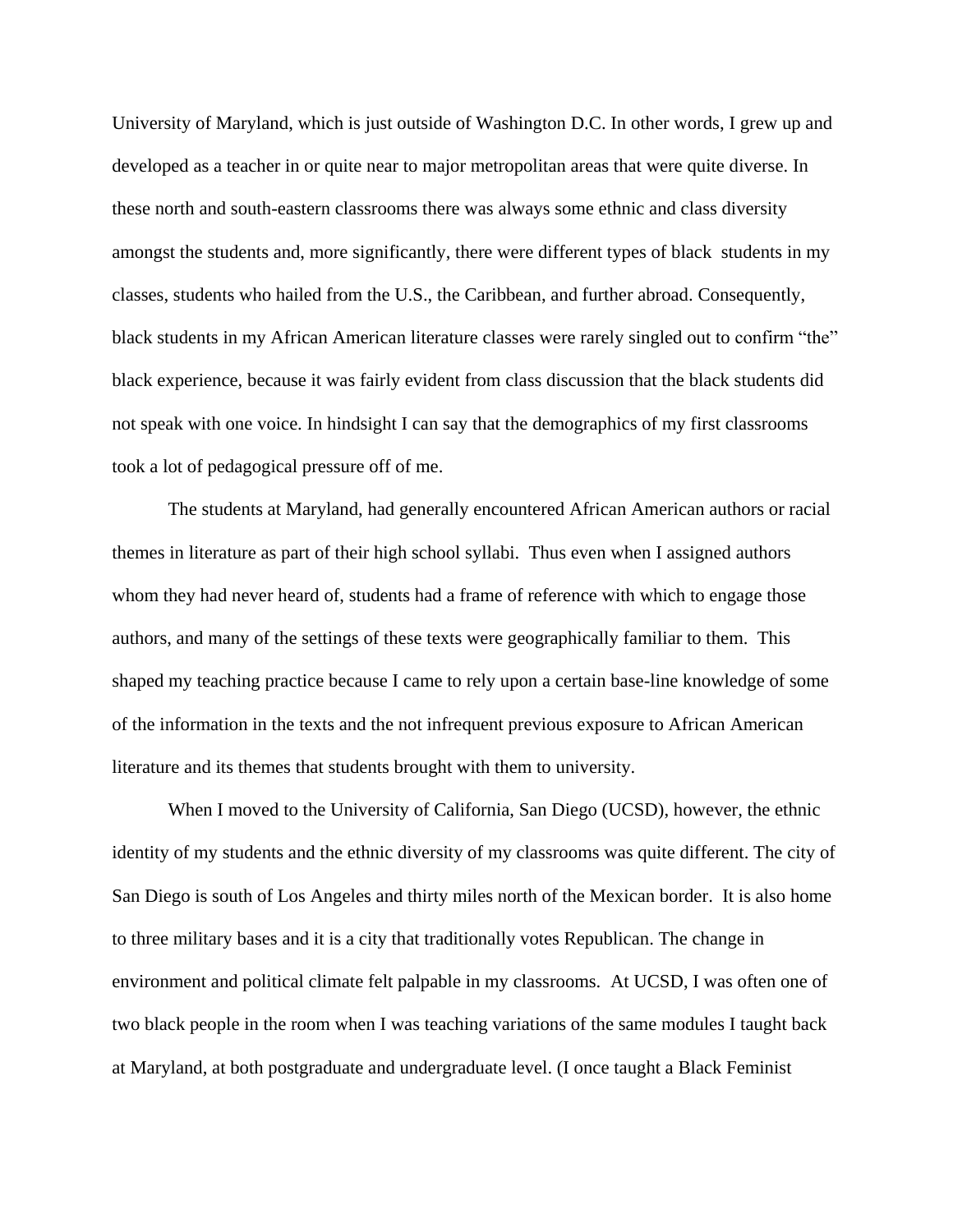University of Maryland, which is just outside of Washington D.C. In other words, I grew up and developed as a teacher in or quite near to major metropolitan areas that were quite diverse. In these north and south-eastern classrooms there was always some ethnic and class diversity amongst the students and, more significantly, there were different types of black students in my classes, students who hailed from the U.S., the Caribbean, and further abroad. Consequently, black students in my African American literature classes were rarely singled out to confirm "the" black experience, because it was fairly evident from class discussion that the black students did not speak with one voice. In hindsight I can say that the demographics of my first classrooms took a lot of pedagogical pressure off of me.

The students at Maryland, had generally encountered African American authors or racial themes in literature as part of their high school syllabi. Thus even when I assigned authors whom they had never heard of, students had a frame of reference with which to engage those authors, and many of the settings of these texts were geographically familiar to them. This shaped my teaching practice because I came to rely upon a certain base-line knowledge of some of the information in the texts and the not infrequent previous exposure to African American literature and its themes that students brought with them to university.

When I moved to the University of California, San Diego (UCSD), however, the ethnic identity of my students and the ethnic diversity of my classrooms was quite different. The city of San Diego is south of Los Angeles and thirty miles north of the Mexican border. It is also home to three military bases and it is a city that traditionally votes Republican. The change in environment and political climate felt palpable in my classrooms. At UCSD, I was often one of two black people in the room when I was teaching variations of the same modules I taught back at Maryland, at both postgraduate and undergraduate level. (I once taught a Black Feminist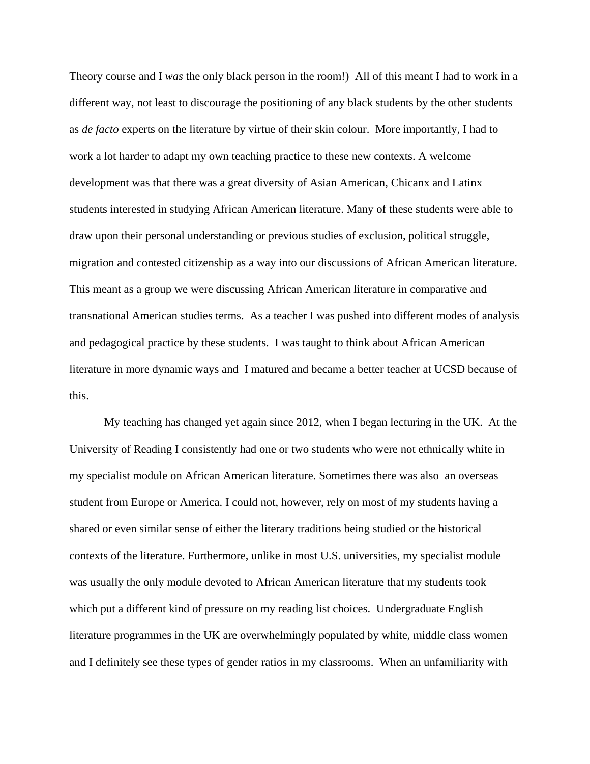Theory course and I *was* the only black person in the room!) All of this meant I had to work in a different way, not least to discourage the positioning of any black students by the other students as *de facto* experts on the literature by virtue of their skin colour. More importantly, I had to work a lot harder to adapt my own teaching practice to these new contexts. A welcome development was that there was a great diversity of Asian American, Chicanx and Latinx students interested in studying African American literature. Many of these students were able to draw upon their personal understanding or previous studies of exclusion, political struggle, migration and contested citizenship as a way into our discussions of African American literature. This meant as a group we were discussing African American literature in comparative and transnational American studies terms. As a teacher I was pushed into different modes of analysis and pedagogical practice by these students. I was taught to think about African American literature in more dynamic ways and I matured and became a better teacher at UCSD because of this.

My teaching has changed yet again since 2012, when I began lecturing in the UK. At the University of Reading I consistently had one or two students who were not ethnically white in my specialist module on African American literature. Sometimes there was also an overseas student from Europe or America. I could not, however, rely on most of my students having a shared or even similar sense of either the literary traditions being studied or the historical contexts of the literature. Furthermore, unlike in most U.S. universities, my specialist module was usually the only module devoted to African American literature that my students took– which put a different kind of pressure on my reading list choices. Undergraduate English literature programmes in the UK are overwhelmingly populated by white, middle class women and I definitely see these types of gender ratios in my classrooms. When an unfamiliarity with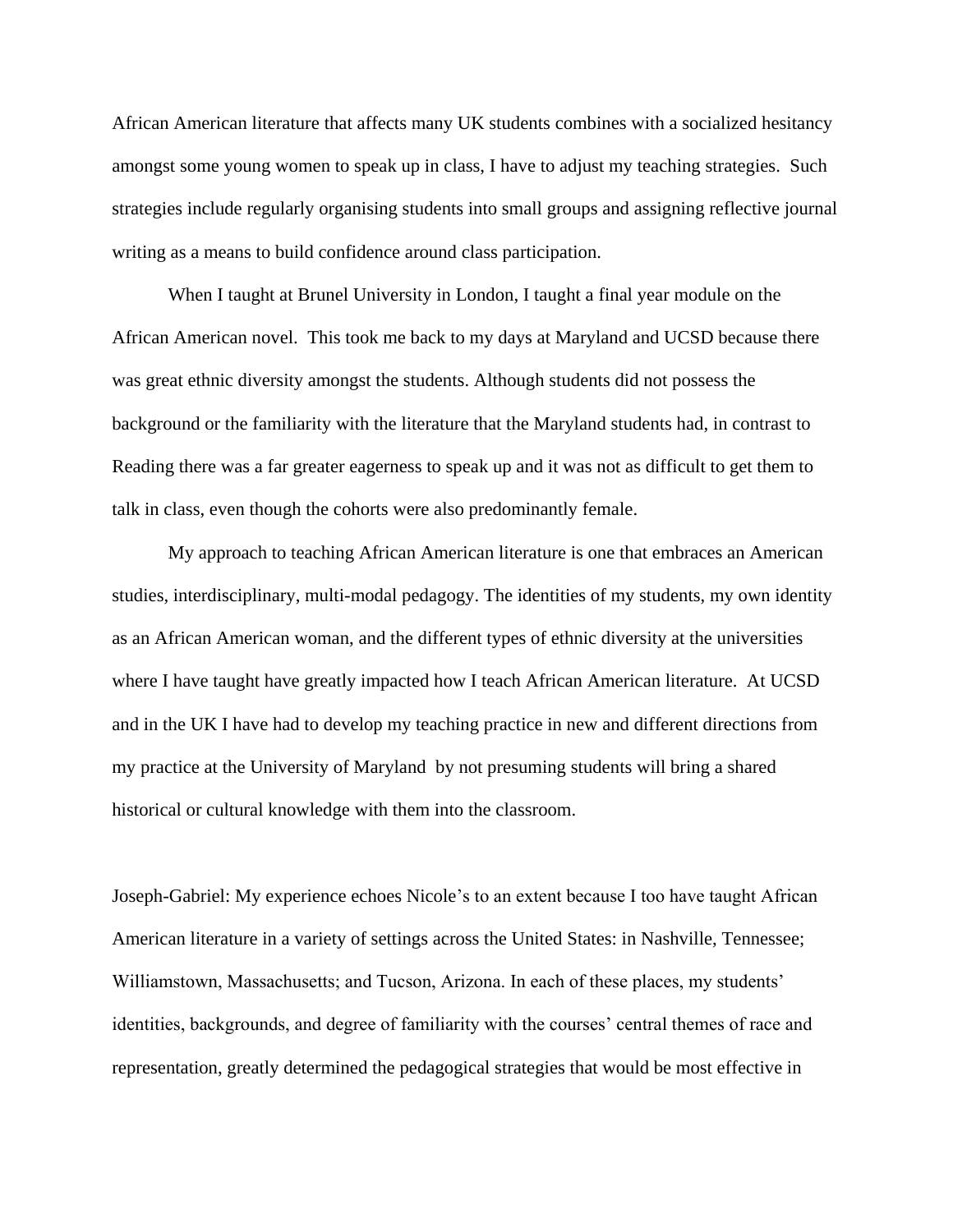African American literature that affects many UK students combines with a socialized hesitancy amongst some young women to speak up in class, I have to adjust my teaching strategies. Such strategies include regularly organising students into small groups and assigning reflective journal writing as a means to build confidence around class participation.

When I taught at Brunel University in London, I taught a final year module on the African American novel. This took me back to my days at Maryland and UCSD because there was great ethnic diversity amongst the students. Although students did not possess the background or the familiarity with the literature that the Maryland students had, in contrast to Reading there was a far greater eagerness to speak up and it was not as difficult to get them to talk in class, even though the cohorts were also predominantly female.

My approach to teaching African American literature is one that embraces an American studies, interdisciplinary, multi-modal pedagogy. The identities of my students, my own identity as an African American woman, and the different types of ethnic diversity at the universities where I have taught have greatly impacted how I teach African American literature. At UCSD and in the UK I have had to develop my teaching practice in new and different directions from my practice at the University of Maryland by not presuming students will bring a shared historical or cultural knowledge with them into the classroom.

Joseph-Gabriel: My experience echoes Nicole's to an extent because I too have taught African American literature in a variety of settings across the United States: in Nashville, Tennessee; Williamstown, Massachusetts; and Tucson, Arizona. In each of these places, my students' identities, backgrounds, and degree of familiarity with the courses' central themes of race and representation, greatly determined the pedagogical strategies that would be most effective in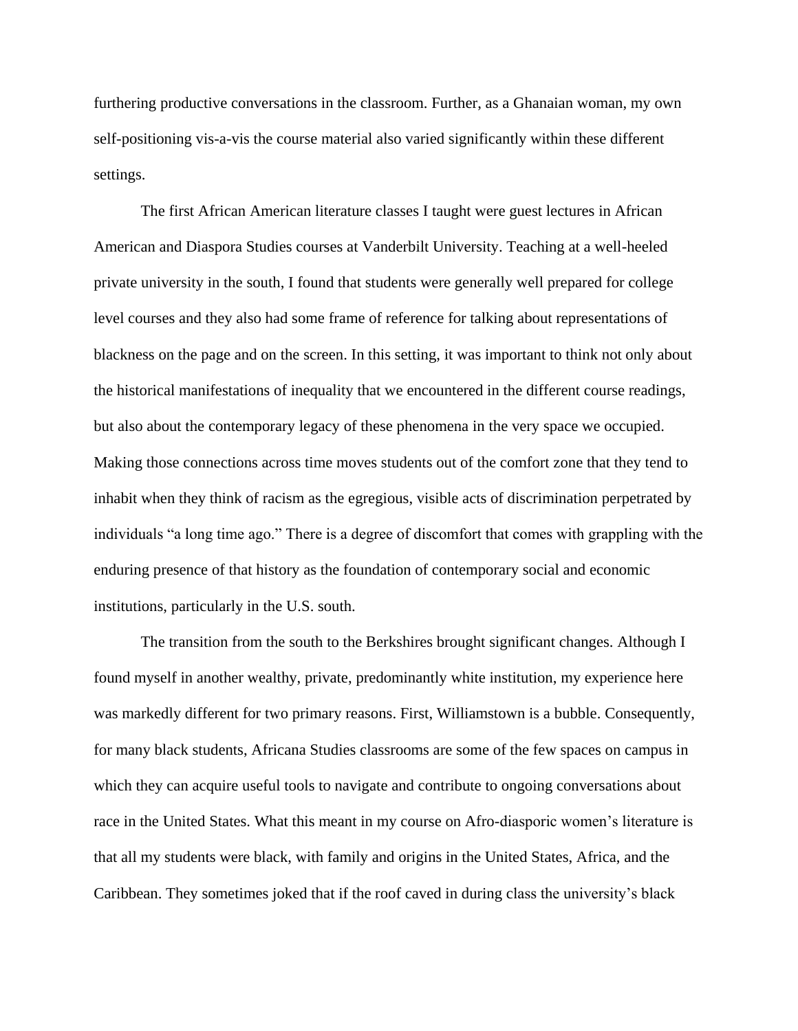furthering productive conversations in the classroom. Further, as a Ghanaian woman, my own self-positioning vis-a-vis the course material also varied significantly within these different settings.

The first African American literature classes I taught were guest lectures in African American and Diaspora Studies courses at Vanderbilt University. Teaching at a well-heeled private university in the south, I found that students were generally well prepared for college level courses and they also had some frame of reference for talking about representations of blackness on the page and on the screen. In this setting, it was important to think not only about the historical manifestations of inequality that we encountered in the different course readings, but also about the contemporary legacy of these phenomena in the very space we occupied. Making those connections across time moves students out of the comfort zone that they tend to inhabit when they think of racism as the egregious, visible acts of discrimination perpetrated by individuals "a long time ago." There is a degree of discomfort that comes with grappling with the enduring presence of that history as the foundation of contemporary social and economic institutions, particularly in the U.S. south.

The transition from the south to the Berkshires brought significant changes. Although I found myself in another wealthy, private, predominantly white institution, my experience here was markedly different for two primary reasons. First, Williamstown is a bubble. Consequently, for many black students, Africana Studies classrooms are some of the few spaces on campus in which they can acquire useful tools to navigate and contribute to ongoing conversations about race in the United States. What this meant in my course on Afro-diasporic women's literature is that all my students were black, with family and origins in the United States, Africa, and the Caribbean. They sometimes joked that if the roof caved in during class the university's black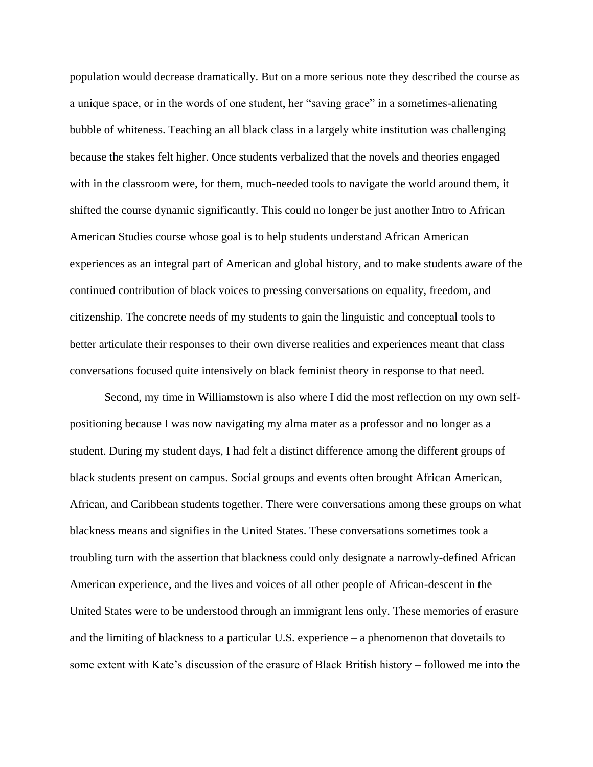population would decrease dramatically. But on a more serious note they described the course as a unique space, or in the words of one student, her "saving grace" in a sometimes-alienating bubble of whiteness. Teaching an all black class in a largely white institution was challenging because the stakes felt higher. Once students verbalized that the novels and theories engaged with in the classroom were, for them, much-needed tools to navigate the world around them, it shifted the course dynamic significantly. This could no longer be just another Intro to African American Studies course whose goal is to help students understand African American experiences as an integral part of American and global history, and to make students aware of the continued contribution of black voices to pressing conversations on equality, freedom, and citizenship. The concrete needs of my students to gain the linguistic and conceptual tools to better articulate their responses to their own diverse realities and experiences meant that class conversations focused quite intensively on black feminist theory in response to that need.

Second, my time in Williamstown is also where I did the most reflection on my own self-positioning because I was now navigating my alma mater as a professor and no longer as a student. During my student days, I had felt a distinct difference among the different groups of black students present on campus. Social groups and events often brought African American, African, and Caribbean students together. There were conversations among these groups on what blackness means and signifies in the United States. These conversations sometimes took a troubling turn with the assertion that blackness could only designate a narrowly-defined African American experience, and the lives and voices of all other people of African-descent in the United States were to be understood through an immigrant lens only. These memories of erasure and the limiting of blackness to a particular U.S. experience – a phenomenon that dovetails to some extent with Kate's discussion of the erasure of Black British history – followed me into the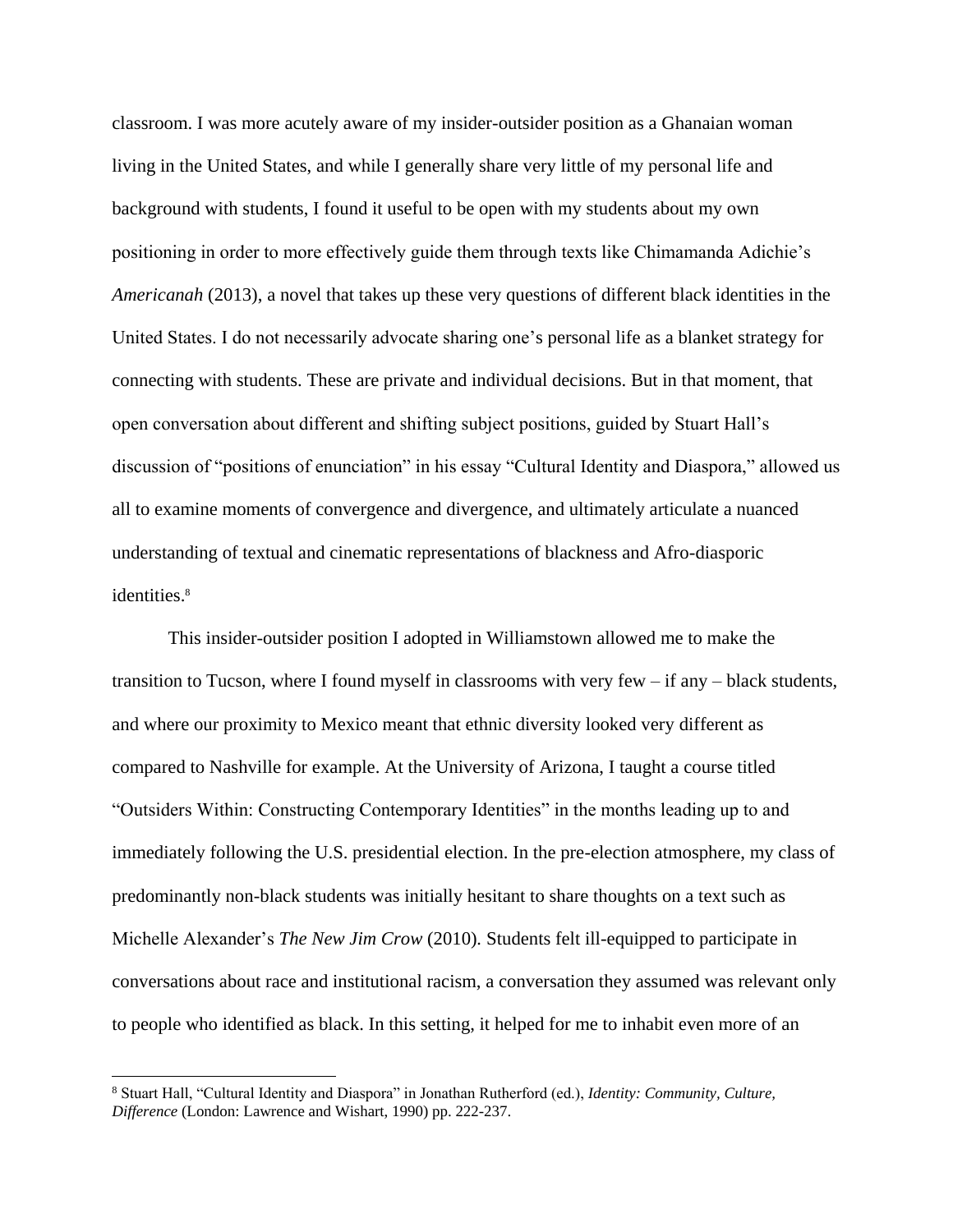classroom. I was more acutely aware of my insider-outsider position as a Ghanaian woman living in the United States, and while I generally share very little of my personal life and background with students, I found it useful to be open with my students about my own positioning in order to more effectively guide them through texts like Chimamanda Adichie's *Americanah* (2013), a novel that takes up these very questions of different black identities in the United States. I do not necessarily advocate sharing one's personal life as a blanket strategy for connecting with students. These are private and individual decisions. But in that moment, that open conversation about different and shifting subject positions, guided by Stuart Hall's discussion of "positions of enunciation" in his essay "Cultural Identity and Diaspora," allowed us all to examine moments of convergence and divergence, and ultimately articulate a nuanced understanding of textual and cinematic representations of blackness and Afro-diasporic identities.[8]

This insider-outsider position I adopted in Williamstown allowed me to make the transition to Tucson, where I found myself in classrooms with very few – if any – black students, and where our proximity to Mexico meant that ethnic diversity looked very different as compared to Nashville for example. At the University of Arizona, I taught a course titled "Outsiders Within: Constructing Contemporary Identities" in the months leading up to and immediately following the U.S. presidential election. In the pre-election atmosphere, my class of predominantly non-black students was initially hesitant to share thoughts on a text such as Michelle Alexander's *The New Jim Crow* (2010). Students felt ill-equipped to participate in conversations about race and institutional racism, a conversation they assumed was relevant only to people who identified as black. In this setting, it helped for me to inhabit even more of an

[8] Stuart Hall, "Cultural Identity and Diaspora" in Jonathan Rutherford (ed.), *Identity: Community, Culture, Difference* (London: Lawrence and Wishart, 1990) pp. 222-237.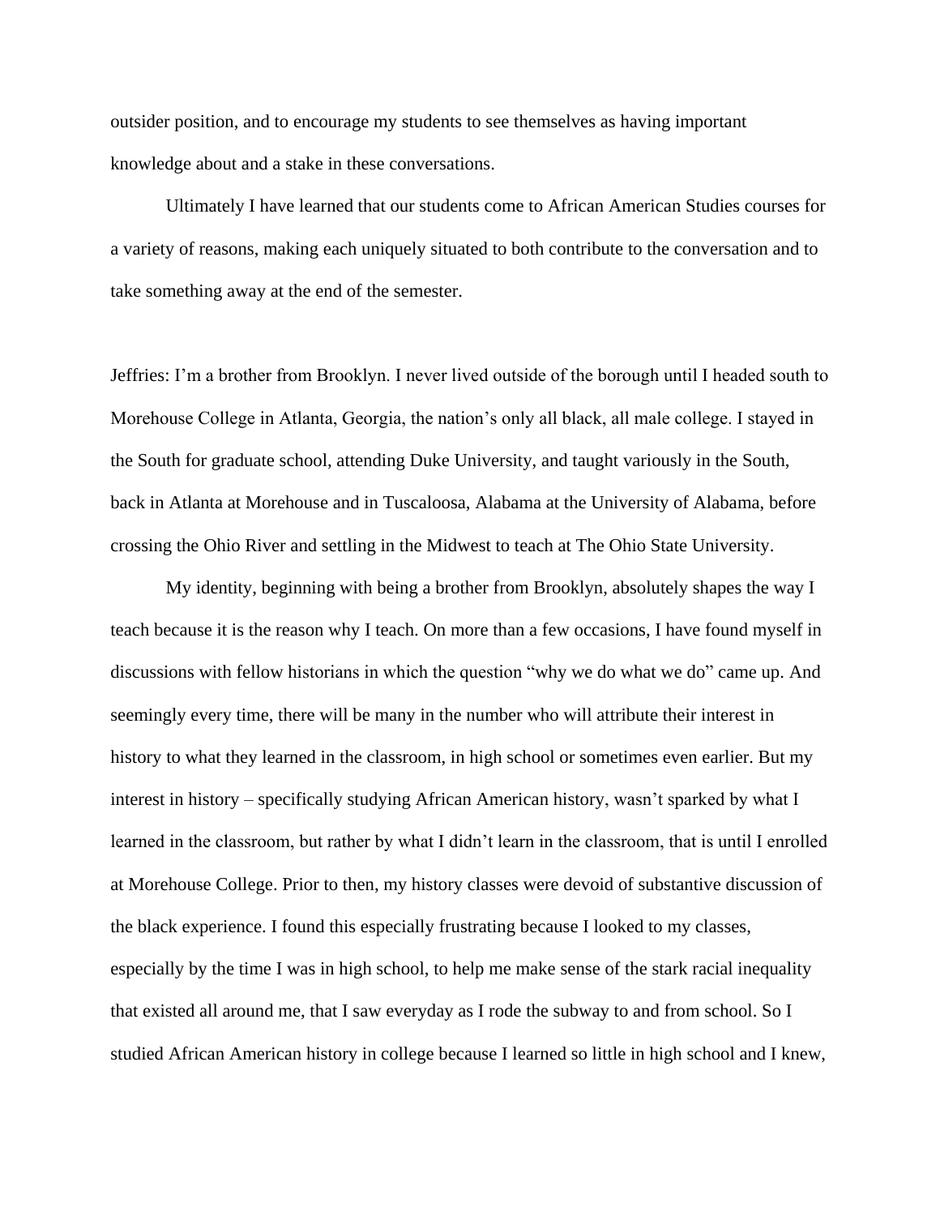outsider position, and to encourage my students to see themselves as having important knowledge about and a stake in these conversations.

Ultimately I have learned that our students come to African American Studies courses for a variety of reasons, making each uniquely situated to both contribute to the conversation and to take something away at the end of the semester.

Jeffries: I'm a brother from Brooklyn. I never lived outside of the borough until I headed south to Morehouse College in Atlanta, Georgia, the nation's only all black, all male college. I stayed in the South for graduate school, attending Duke University, and taught variously in the South, back in Atlanta at Morehouse and in Tuscaloosa, Alabama at the University of Alabama, before crossing the Ohio River and settling in the Midwest to teach at The Ohio State University.

My identity, beginning with being a brother from Brooklyn, absolutely shapes the way I teach because it is the reason why I teach. On more than a few occasions, I have found myself in discussions with fellow historians in which the question "why we do what we do" came up. And seemingly every time, there will be many in the number who will attribute their interest in history to what they learned in the classroom, in high school or sometimes even earlier. But my interest in history – specifically studying African American history, wasn't sparked by what I learned in the classroom, but rather by what I didn't learn in the classroom, that is until I enrolled at Morehouse College. Prior to then, my history classes were devoid of substantive discussion of the black experience. I found this especially frustrating because I looked to my classes, especially by the time I was in high school, to help me make sense of the stark racial inequality that existed all around me, that I saw everyday as I rode the subway to and from school. So I studied African American history in college because I learned so little in high school and I knew,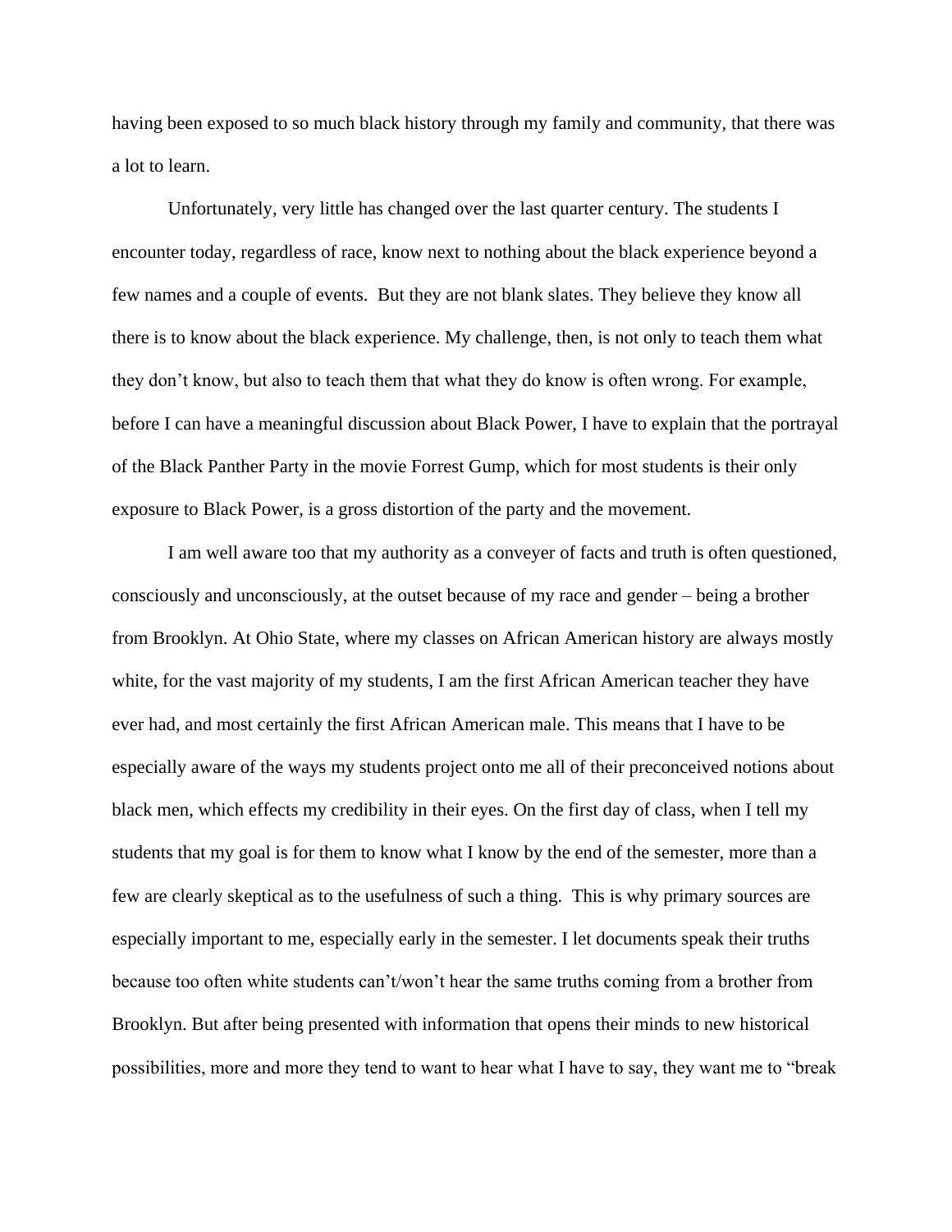having been exposed to so much black history through my family and community, that there was a lot to learn.

Unfortunately, very little has changed over the last quarter century. The students I encounter today, regardless of race, know next to nothing about the black experience beyond a few names and a couple of events.  But they are not blank slates. They believe they know all there is to know about the black experience. My challenge, then, is not only to teach them what they don't know, but also to teach them that what they do know is often wrong. For example, before I can have a meaningful discussion about Black Power, I have to explain that the portrayal of the Black Panther Party in the movie Forrest Gump, which for most students is their only exposure to Black Power, is a gross distortion of the party and the movement.

I am well aware too that my authority as a conveyer of facts and truth is often questioned, consciously and unconsciously, at the outset because of my race and gender – being a brother from Brooklyn. At Ohio State, where my classes on African American history are always mostly white, for the vast majority of my students, I am the first African American teacher they have ever had, and most certainly the first African American male. This means that I have to be especially aware of the ways my students project onto me all of their preconceived notions about black men, which effects my credibility in their eyes. On the first day of class, when I tell my students that my goal is for them to know what I know by the end of the semester, more than a few are clearly skeptical as to the usefulness of such a thing.  This is why primary sources are especially important to me, especially early in the semester. I let documents speak their truths because too often white students can't/won't hear the same truths coming from a brother from Brooklyn. But after being presented with information that opens their minds to new historical possibilities, more and more they tend to want to hear what I have to say, they want me to "break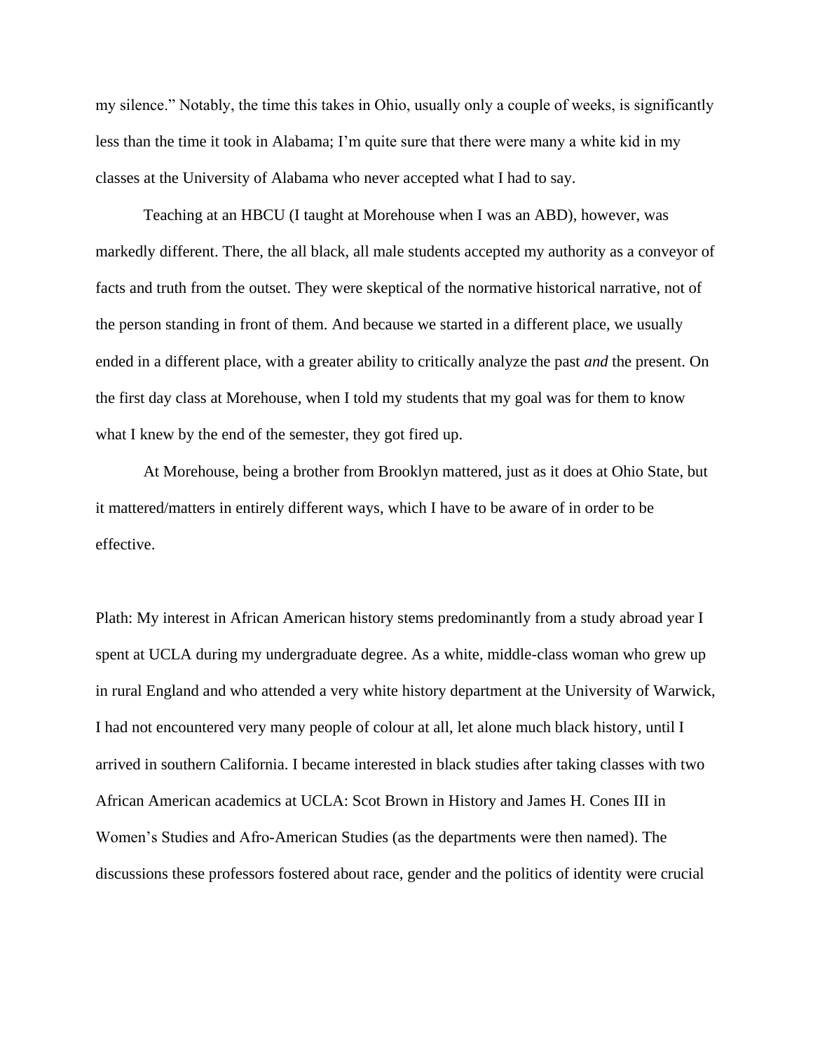my silence." Notably, the time this takes in Ohio, usually only a couple of weeks, is significantly less than the time it took in Alabama; I'm quite sure that there were many a white kid in my classes at the University of Alabama who never accepted what I had to say.

Teaching at an HBCU (I taught at Morehouse when I was an ABD), however, was markedly different. There, the all black, all male students accepted my authority as a conveyor of facts and truth from the outset. They were skeptical of the normative historical narrative, not of the person standing in front of them. And because we started in a different place, we usually ended in a different place, with a greater ability to critically analyze the past *and* the present. On the first day class at Morehouse, when I told my students that my goal was for them to know what I knew by the end of the semester, they got fired up.

At Morehouse, being a brother from Brooklyn mattered, just as it does at Ohio State, but it mattered/matters in entirely different ways, which I have to be aware of in order to be effective.

Plath: My interest in African American history stems predominantly from a study abroad year I spent at UCLA during my undergraduate degree. As a white, middle-class woman who grew up in rural England and who attended a very white history department at the University of Warwick, I had not encountered very many people of colour at all, let alone much black history, until I arrived in southern California. I became interested in black studies after taking classes with two African American academics at UCLA: Scot Brown in History and James H. Cones III in Women's Studies and Afro-American Studies (as the departments were then named). The discussions these professors fostered about race, gender and the politics of identity were crucial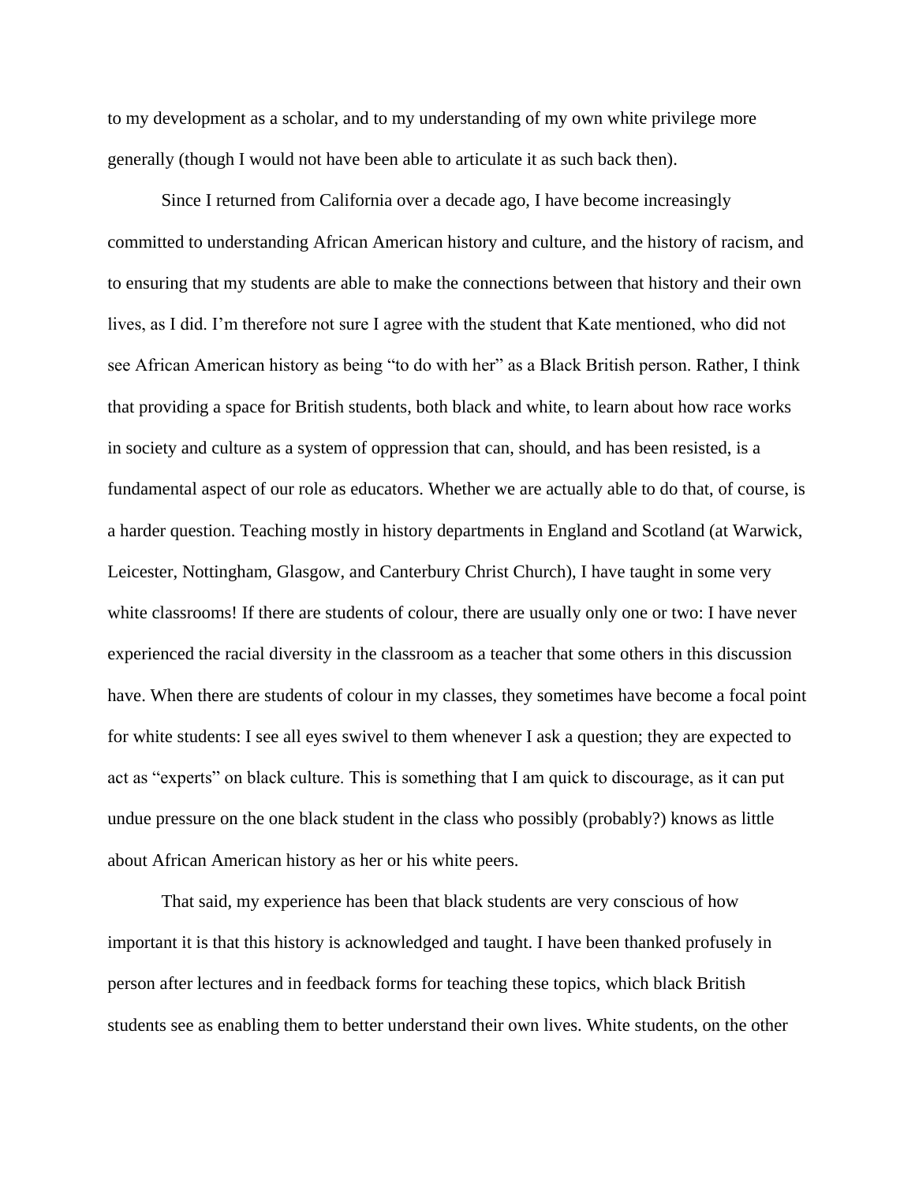to my development as a scholar, and to my understanding of my own white privilege more generally (though I would not have been able to articulate it as such back then).

Since I returned from California over a decade ago, I have become increasingly committed to understanding African American history and culture, and the history of racism, and to ensuring that my students are able to make the connections between that history and their own lives, as I did. I'm therefore not sure I agree with the student that Kate mentioned, who did not see African American history as being "to do with her" as a Black British person. Rather, I think that providing a space for British students, both black and white, to learn about how race works in society and culture as a system of oppression that can, should, and has been resisted, is a fundamental aspect of our role as educators. Whether we are actually able to do that, of course, is a harder question. Teaching mostly in history departments in England and Scotland (at Warwick, Leicester, Nottingham, Glasgow, and Canterbury Christ Church), I have taught in some very white classrooms! If there are students of colour, there are usually only one or two: I have never experienced the racial diversity in the classroom as a teacher that some others in this discussion have. When there are students of colour in my classes, they sometimes have become a focal point for white students: I see all eyes swivel to them whenever I ask a question; they are expected to act as "experts" on black culture. This is something that I am quick to discourage, as it can put undue pressure on the one black student in the class who possibly (probably?) knows as little about African American history as her or his white peers.

That said, my experience has been that black students are very conscious of how important it is that this history is acknowledged and taught. I have been thanked profusely in person after lectures and in feedback forms for teaching these topics, which black British students see as enabling them to better understand their own lives. White students, on the other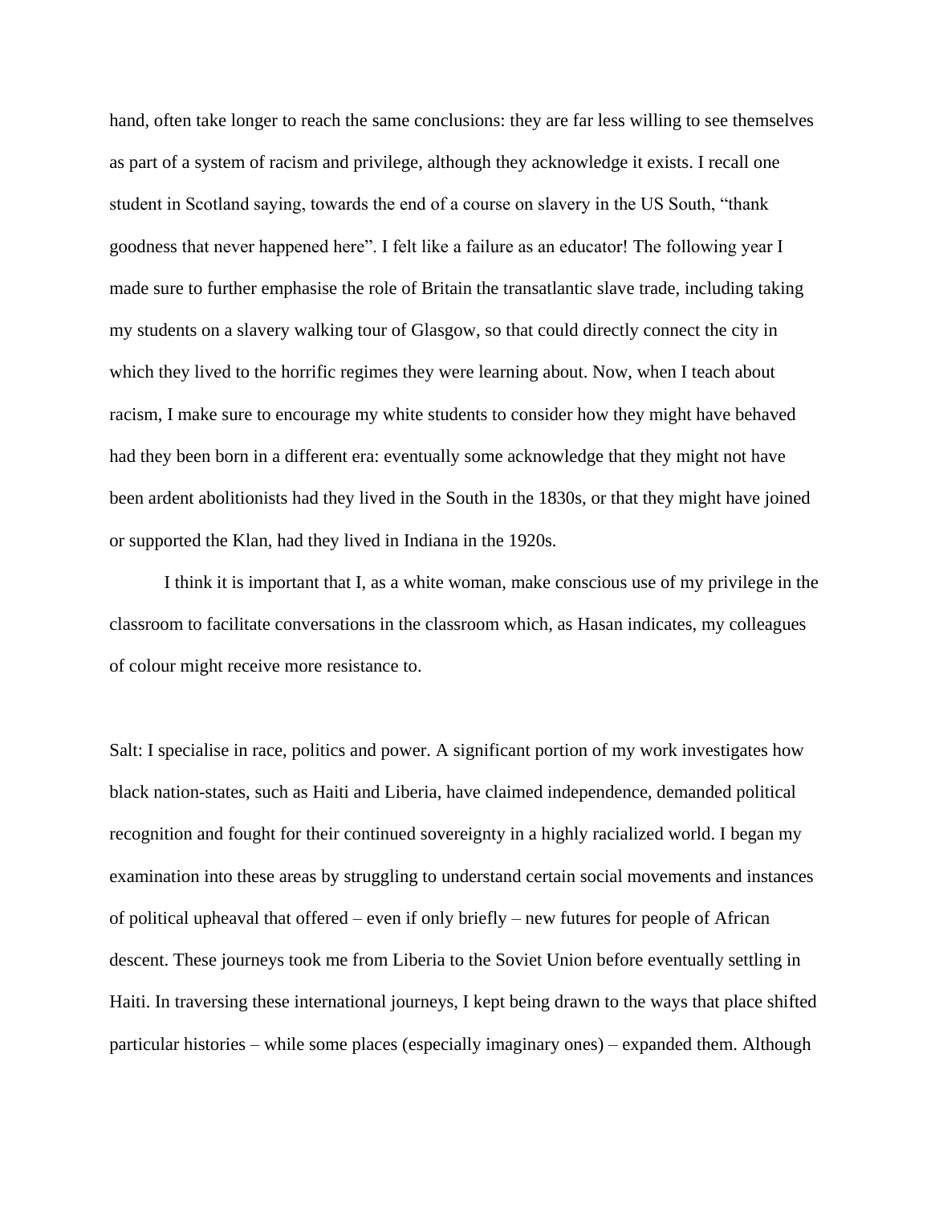hand, often take longer to reach the same conclusions: they are far less willing to see themselves as part of a system of racism and privilege, although they acknowledge it exists. I recall one student in Scotland saying, towards the end of a course on slavery in the US South, "thank goodness that never happened here". I felt like a failure as an educator! The following year I made sure to further emphasise the role of Britain the transatlantic slave trade, including taking my students on a slavery walking tour of Glasgow, so that could directly connect the city in which they lived to the horrific regimes they were learning about. Now, when I teach about racism, I make sure to encourage my white students to consider how they might have behaved had they been born in a different era: eventually some acknowledge that they might not have been ardent abolitionists had they lived in the South in the 1830s, or that they might have joined or supported the Klan, had they lived in Indiana in the 1920s.

I think it is important that I, as a white woman, make conscious use of my privilege in the classroom to facilitate conversations in the classroom which, as Hasan indicates, my colleagues of colour might receive more resistance to.

Salt: I specialise in race, politics and power. A significant portion of my work investigates how black nation-states, such as Haiti and Liberia, have claimed independence, demanded political recognition and fought for their continued sovereignty in a highly racialized world. I began my examination into these areas by struggling to understand certain social movements and instances of political upheaval that offered – even if only briefly – new futures for people of African descent. These journeys took me from Liberia to the Soviet Union before eventually settling in Haiti. In traversing these international journeys, I kept being drawn to the ways that place shifted particular histories – while some places (especially imaginary ones) – expanded them. Although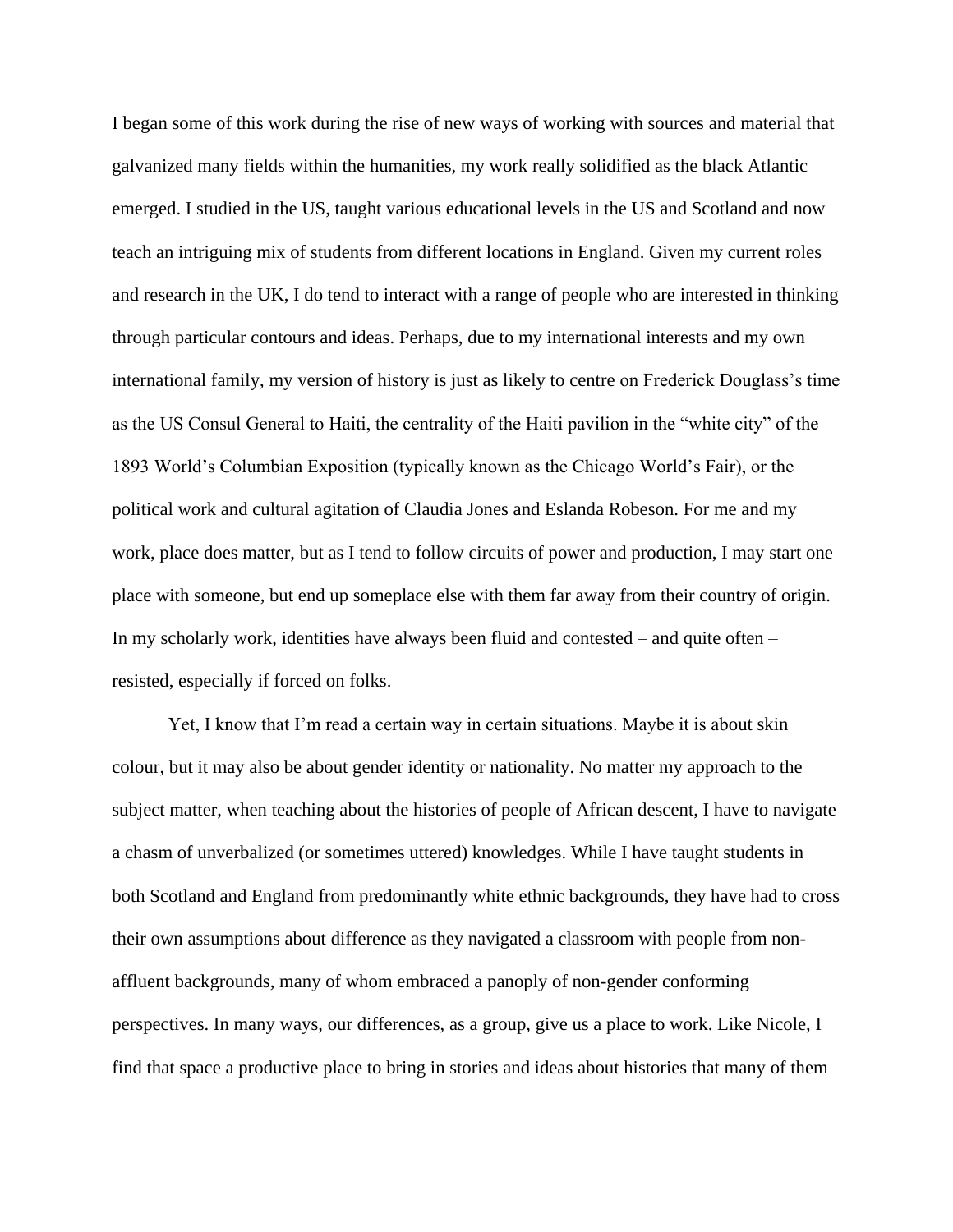I began some of this work during the rise of new ways of working with sources and material that galvanized many fields within the humanities, my work really solidified as the black Atlantic emerged. I studied in the US, taught various educational levels in the US and Scotland and now teach an intriguing mix of students from different locations in England. Given my current roles and research in the UK, I do tend to interact with a range of people who are interested in thinking through particular contours and ideas. Perhaps, due to my international interests and my own international family, my version of history is just as likely to centre on Frederick Douglass's time as the US Consul General to Haiti, the centrality of the Haiti pavilion in the "white city" of the 1893 World's Columbian Exposition (typically known as the Chicago World's Fair), or the political work and cultural agitation of Claudia Jones and Eslanda Robeson. For me and my work, place does matter, but as I tend to follow circuits of power and production, I may start one place with someone, but end up someplace else with them far away from their country of origin. In my scholarly work, identities have always been fluid and contested – and quite often – resisted, especially if forced on folks.

Yet, I know that I'm read a certain way in certain situations. Maybe it is about skin colour, but it may also be about gender identity or nationality. No matter my approach to the subject matter, when teaching about the histories of people of African descent, I have to navigate a chasm of unverbalized (or sometimes uttered) knowledges. While I have taught students in both Scotland and England from predominantly white ethnic backgrounds, they have had to cross their own assumptions about difference as they navigated a classroom with people from non-affluent backgrounds, many of whom embraced a panoply of non-gender conforming perspectives. In many ways, our differences, as a group, give us a place to work. Like Nicole, I find that space a productive place to bring in stories and ideas about histories that many of them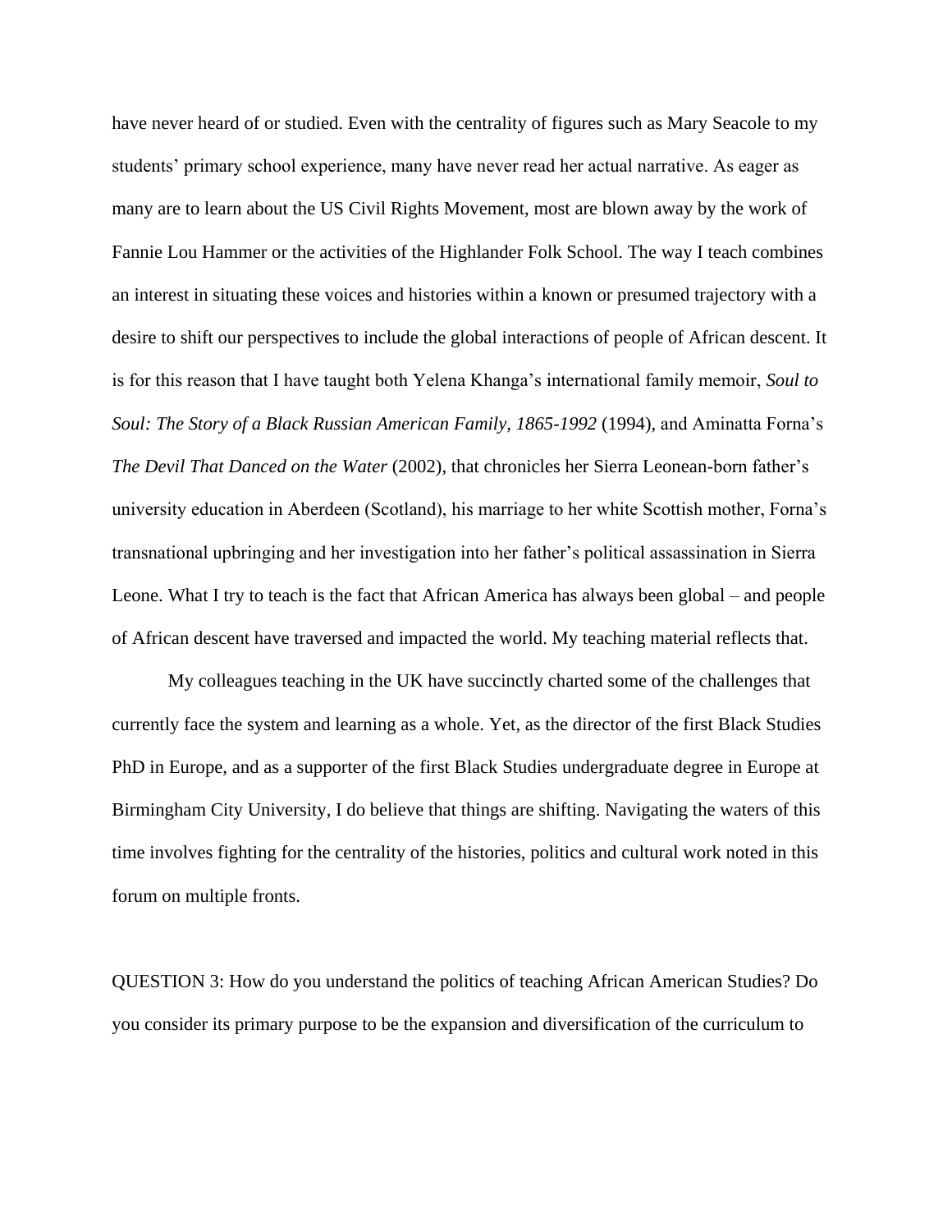have never heard of or studied. Even with the centrality of figures such as Mary Seacole to my students' primary school experience, many have never read her actual narrative. As eager as many are to learn about the US Civil Rights Movement, most are blown away by the work of Fannie Lou Hammer or the activities of the Highlander Folk School. The way I teach combines an interest in situating these voices and histories within a known or presumed trajectory with a desire to shift our perspectives to include the global interactions of people of African descent. It is for this reason that I have taught both Yelena Khanga's international family memoir, *Soul to Soul: The Story of a Black Russian American Family, 1865-1992* (1994), and Aminatta Forna's *The Devil That Danced on the Water* (2002), that chronicles her Sierra Leonean-born father's university education in Aberdeen (Scotland), his marriage to her white Scottish mother, Forna's transnational upbringing and her investigation into her father's political assassination in Sierra Leone. What I try to teach is the fact that African America has always been global – and people of African descent have traversed and impacted the world. My teaching material reflects that.

My colleagues teaching in the UK have succinctly charted some of the challenges that currently face the system and learning as a whole. Yet, as the director of the first Black Studies PhD in Europe, and as a supporter of the first Black Studies undergraduate degree in Europe at Birmingham City University, I do believe that things are shifting. Navigating the waters of this time involves fighting for the centrality of the histories, politics and cultural work noted in this forum on multiple fronts.

QUESTION 3: How do you understand the politics of teaching African American Studies? Do you consider its primary purpose to be the expansion and diversification of the curriculum to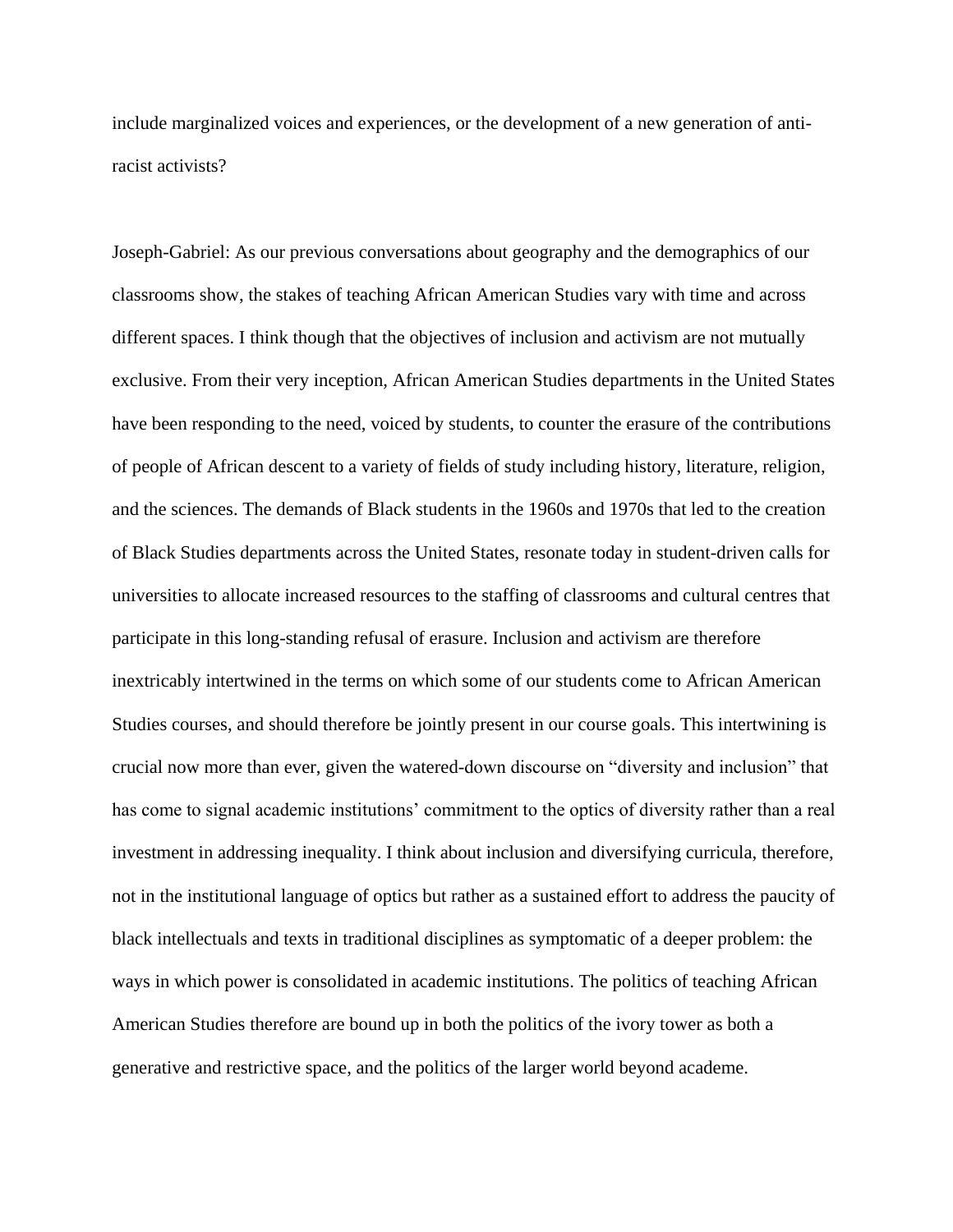include marginalized voices and experiences, or the development of a new generation of anti-racist activists?

Joseph-Gabriel: As our previous conversations about geography and the demographics of our classrooms show, the stakes of teaching African American Studies vary with time and across different spaces. I think though that the objectives of inclusion and activism are not mutually exclusive. From their very inception, African American Studies departments in the United States have been responding to the need, voiced by students, to counter the erasure of the contributions of people of African descent to a variety of fields of study including history, literature, religion, and the sciences. The demands of Black students in the 1960s and 1970s that led to the creation of Black Studies departments across the United States, resonate today in student-driven calls for universities to allocate increased resources to the staffing of classrooms and cultural centres that participate in this long-standing refusal of erasure. Inclusion and activism are therefore inextricably intertwined in the terms on which some of our students come to African American Studies courses, and should therefore be jointly present in our course goals. This intertwining is crucial now more than ever, given the watered-down discourse on "diversity and inclusion" that has come to signal academic institutions' commitment to the optics of diversity rather than a real investment in addressing inequality. I think about inclusion and diversifying curricula, therefore, not in the institutional language of optics but rather as a sustained effort to address the paucity of black intellectuals and texts in traditional disciplines as symptomatic of a deeper problem: the ways in which power is consolidated in academic institutions. The politics of teaching African American Studies therefore are bound up in both the politics of the ivory tower as both a generative and restrictive space, and the politics of the larger world beyond academe.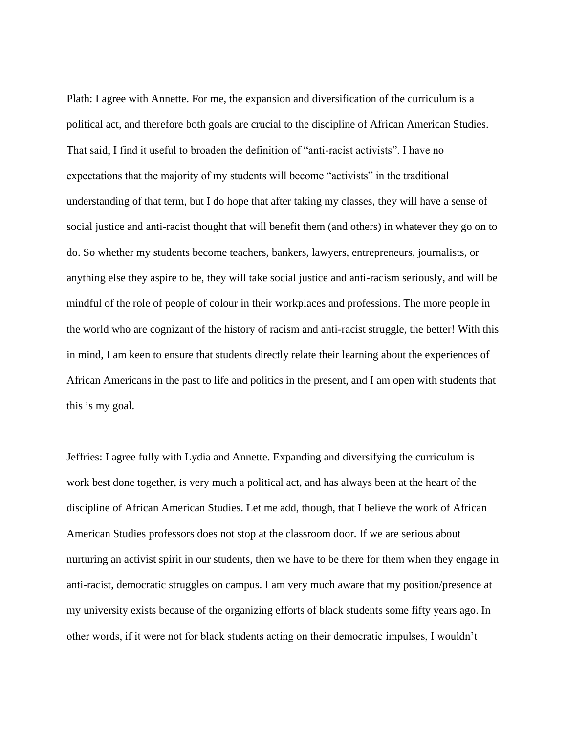Plath: I agree with Annette. For me, the expansion and diversification of the curriculum is a political act, and therefore both goals are crucial to the discipline of African American Studies. That said, I find it useful to broaden the definition of "anti-racist activists". I have no expectations that the majority of my students will become "activists" in the traditional understanding of that term, but I do hope that after taking my classes, they will have a sense of social justice and anti-racist thought that will benefit them (and others) in whatever they go on to do. So whether my students become teachers, bankers, lawyers, entrepreneurs, journalists, or anything else they aspire to be, they will take social justice and anti-racism seriously, and will be mindful of the role of people of colour in their workplaces and professions. The more people in the world who are cognizant of the history of racism and anti-racist struggle, the better! With this in mind, I am keen to ensure that students directly relate their learning about the experiences of African Americans in the past to life and politics in the present, and I am open with students that this is my goal.

Jeffries: I agree fully with Lydia and Annette. Expanding and diversifying the curriculum is work best done together, is very much a political act, and has always been at the heart of the discipline of African American Studies. Let me add, though, that I believe the work of African American Studies professors does not stop at the classroom door. If we are serious about nurturing an activist spirit in our students, then we have to be there for them when they engage in anti-racist, democratic struggles on campus. I am very much aware that my position/presence at my university exists because of the organizing efforts of black students some fifty years ago. In other words, if it were not for black students acting on their democratic impulses, I wouldn't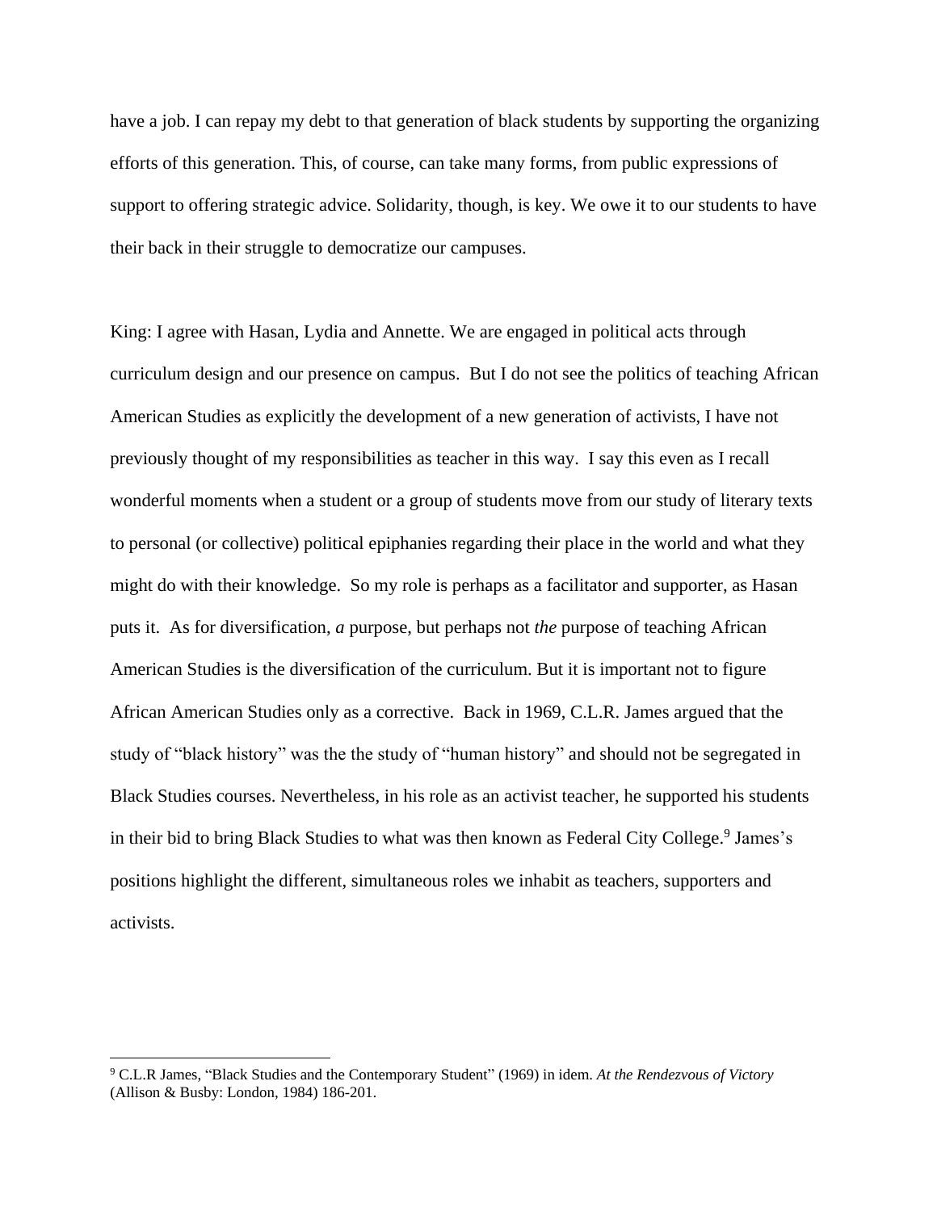have a job. I can repay my debt to that generation of black students by supporting the organizing efforts of this generation. This, of course, can take many forms, from public expressions of support to offering strategic advice. Solidarity, though, is key. We owe it to our students to have their back in their struggle to democratize our campuses.

King: I agree with Hasan, Lydia and Annette. We are engaged in political acts through curriculum design and our presence on campus. But I do not see the politics of teaching African American Studies as explicitly the development of a new generation of activists, I have not previously thought of my responsibilities as teacher in this way. I say this even as I recall wonderful moments when a student or a group of students move from our study of literary texts to personal (or collective) political epiphanies regarding their place in the world and what they might do with their knowledge. So my role is perhaps as a facilitator and supporter, as Hasan puts it. As for diversification, *a* purpose, but perhaps not *the* purpose of teaching African American Studies is the diversification of the curriculum. But it is important not to figure African American Studies only as a corrective. Back in 1969, C.L.R. James argued that the study of "black history" was the the study of "human history" and should not be segregated in Black Studies courses. Nevertheless, in his role as an activist teacher, he supported his students in their bid to bring Black Studies to what was then known as Federal City College.[9] James's positions highlight the different, simultaneous roles we inhabit as teachers, supporters and activists.

---

[9] C.L.R James, "Black Studies and the Contemporary Student" (1969) in idem. *At the Rendezvous of Victory* (Allison & Busby: London, 1984) 186-201.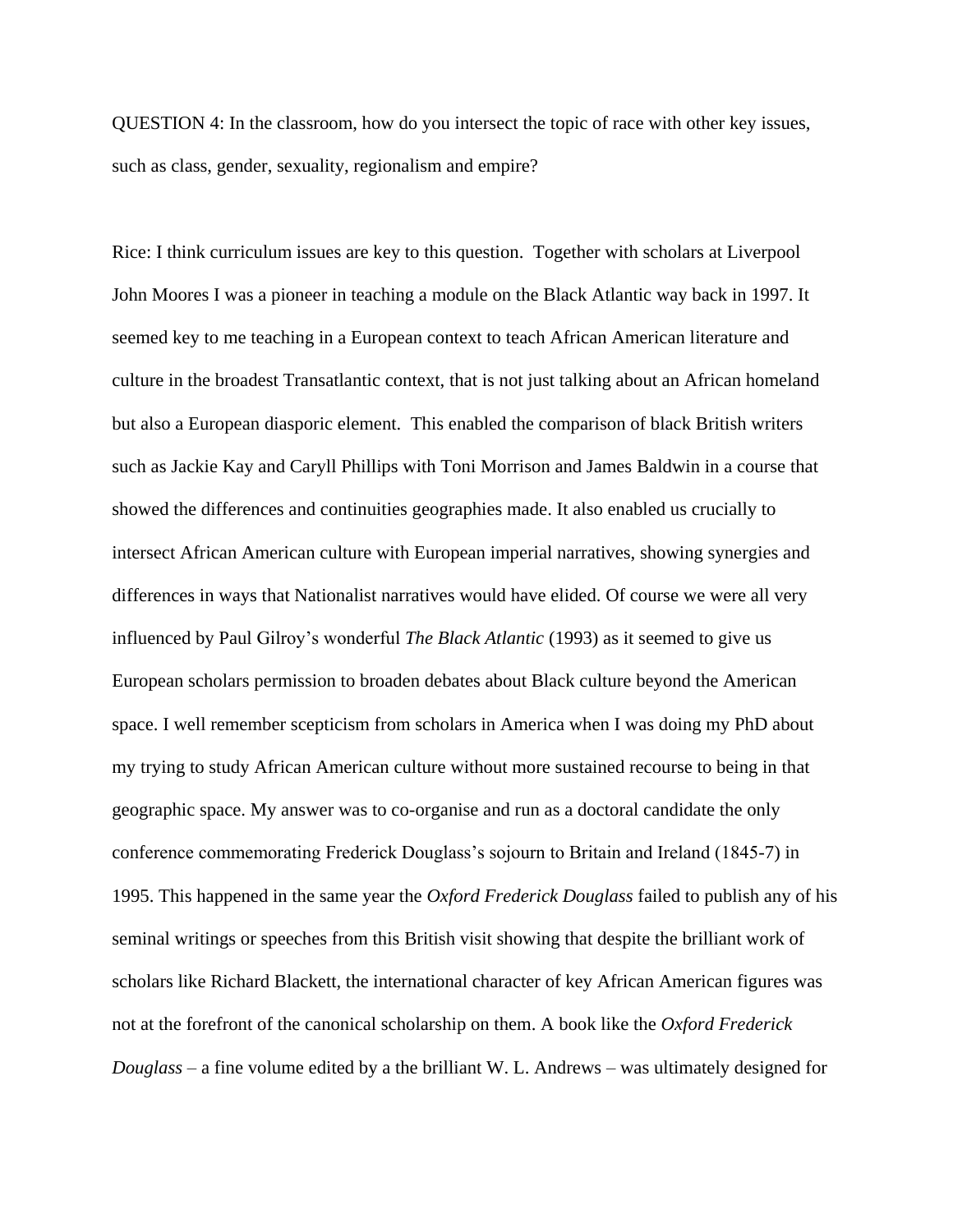QUESTION 4: In the classroom, how do you intersect the topic of race with other key issues, such as class, gender, sexuality, regionalism and empire?

Rice: I think curriculum issues are key to this question. Together with scholars at Liverpool John Moores I was a pioneer in teaching a module on the Black Atlantic way back in 1997. It seemed key to me teaching in a European context to teach African American literature and culture in the broadest Transatlantic context, that is not just talking about an African homeland but also a European diasporic element. This enabled the comparison of black British writers such as Jackie Kay and Caryll Phillips with Toni Morrison and James Baldwin in a course that showed the differences and continuities geographies made. It also enabled us crucially to intersect African American culture with European imperial narratives, showing synergies and differences in ways that Nationalist narratives would have elided. Of course we were all very influenced by Paul Gilroy's wonderful *The Black Atlantic* (1993) as it seemed to give us European scholars permission to broaden debates about Black culture beyond the American space. I well remember scepticism from scholars in America when I was doing my PhD about my trying to study African American culture without more sustained recourse to being in that geographic space. My answer was to co-organise and run as a doctoral candidate the only conference commemorating Frederick Douglass's sojourn to Britain and Ireland (1845-7) in 1995. This happened in the same year the *Oxford Frederick Douglass* failed to publish any of his seminal writings or speeches from this British visit showing that despite the brilliant work of scholars like Richard Blackett, the international character of key African American figures was not at the forefront of the canonical scholarship on them. A book like the *Oxford Frederick Douglass* – a fine volume edited by a the brilliant W. L. Andrews – was ultimately designed for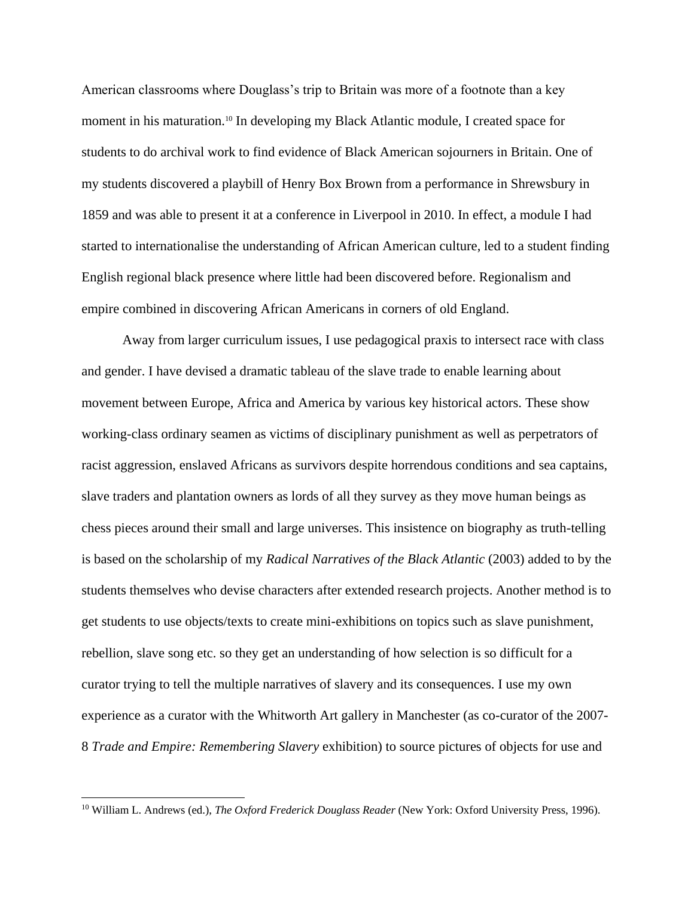American classrooms where Douglass's trip to Britain was more of a footnote than a key moment in his maturation.[10] In developing my Black Atlantic module, I created space for students to do archival work to find evidence of Black American sojourners in Britain. One of my students discovered a playbill of Henry Box Brown from a performance in Shrewsbury in 1859 and was able to present it at a conference in Liverpool in 2010. In effect, a module I had started to internationalise the understanding of African American culture, led to a student finding English regional black presence where little had been discovered before. Regionalism and empire combined in discovering African Americans in corners of old England.

Away from larger curriculum issues, I use pedagogical praxis to intersect race with class and gender. I have devised a dramatic tableau of the slave trade to enable learning about movement between Europe, Africa and America by various key historical actors. These show working-class ordinary seamen as victims of disciplinary punishment as well as perpetrators of racist aggression, enslaved Africans as survivors despite horrendous conditions and sea captains, slave traders and plantation owners as lords of all they survey as they move human beings as chess pieces around their small and large universes. This insistence on biography as truth-telling is based on the scholarship of my *Radical Narratives of the Black Atlantic* (2003) added to by the students themselves who devise characters after extended research projects. Another method is to get students to use objects/texts to create mini-exhibitions on topics such as slave punishment, rebellion, slave song etc. so they get an understanding of how selection is so difficult for a curator trying to tell the multiple narratives of slavery and its consequences. I use my own experience as a curator with the Whitworth Art gallery in Manchester (as co-curator of the 2007-8 *Trade and Empire: Remembering Slavery* exhibition) to source pictures of objects for use and

---

[10] William L. Andrews (ed.), *The Oxford Frederick Douglass Reader* (New York: Oxford University Press, 1996).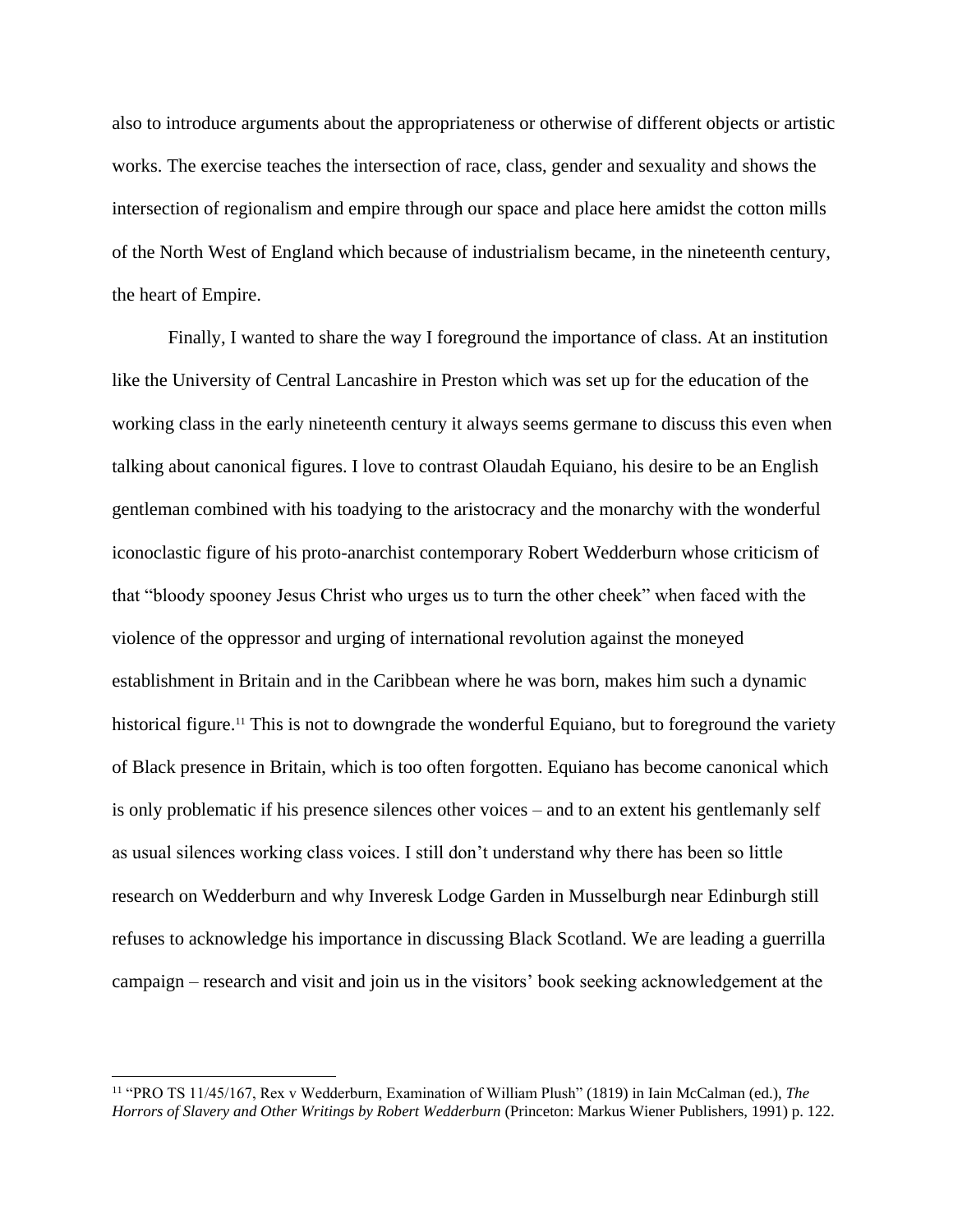also to introduce arguments about the appropriateness or otherwise of different objects or artistic works. The exercise teaches the intersection of race, class, gender and sexuality and shows the intersection of regionalism and empire through our space and place here amidst the cotton mills of the North West of England which because of industrialism became, in the nineteenth century, the heart of Empire.

Finally, I wanted to share the way I foreground the importance of class. At an institution like the University of Central Lancashire in Preston which was set up for the education of the working class in the early nineteenth century it always seems germane to discuss this even when talking about canonical figures. I love to contrast Olaudah Equiano, his desire to be an English gentleman combined with his toadying to the aristocracy and the monarchy with the wonderful iconoclastic figure of his proto-anarchist contemporary Robert Wedderburn whose criticism of that "bloody spooney Jesus Christ who urges us to turn the other cheek" when faced with the violence of the oppressor and urging of international revolution against the moneyed establishment in Britain and in the Caribbean where he was born, makes him such a dynamic historical figure.[11] This is not to downgrade the wonderful Equiano, but to foreground the variety of Black presence in Britain, which is too often forgotten. Equiano has become canonical which is only problematic if his presence silences other voices – and to an extent his gentlemanly self as usual silences working class voices. I still don't understand why there has been so little research on Wedderburn and why Inveresk Lodge Garden in Musselburgh near Edinburgh still refuses to acknowledge his importance in discussing Black Scotland. We are leading a guerrilla campaign – research and visit and join us in the visitors' book seeking acknowledgement at the

[11] "PRO TS 11/45/167, Rex v Wedderburn, Examination of William Plush" (1819) in Iain McCalman (ed.), *The Horrors of Slavery and Other Writings by Robert Wedderburn* (Princeton: Markus Wiener Publishers, 1991) p. 122.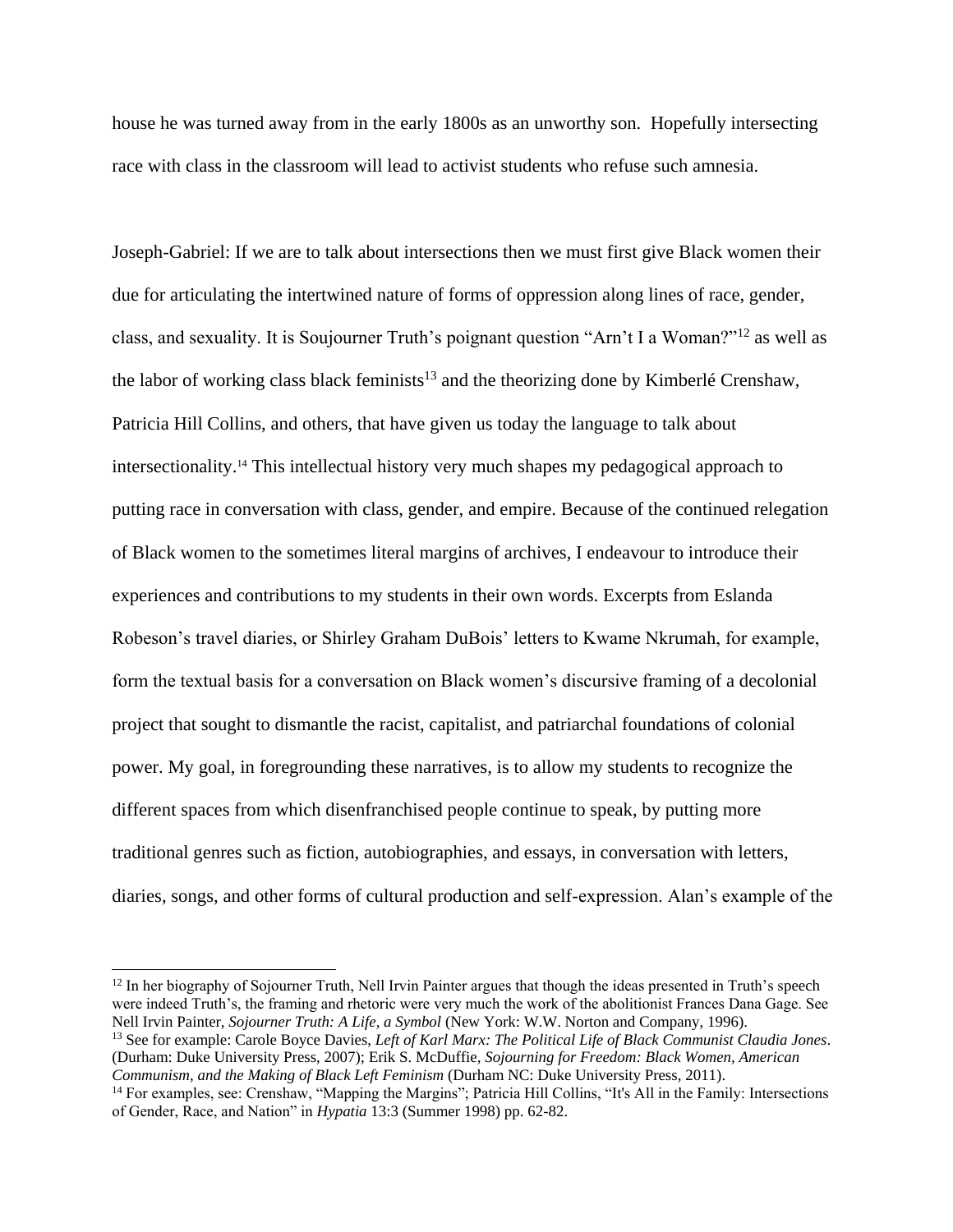house he was turned away from in the early 1800s as an unworthy son. Hopefully intersecting race with class in the classroom will lead to activist students who refuse such amnesia.

Joseph-Gabriel: If we are to talk about intersections then we must first give Black women their due for articulating the intertwined nature of forms of oppression along lines of race, gender, class, and sexuality. It is Soujourner Truth's poignant question "Arn't I a Woman?"[12] as well as the labor of working class black feminists[13] and the theorizing done by Kimberlé Crenshaw, Patricia Hill Collins, and others, that have given us today the language to talk about intersectionality.[14] This intellectual history very much shapes my pedagogical approach to putting race in conversation with class, gender, and empire. Because of the continued relegation of Black women to the sometimes literal margins of archives, I endeavour to introduce their experiences and contributions to my students in their own words. Excerpts from Eslanda Robeson's travel diaries, or Shirley Graham DuBois' letters to Kwame Nkrumah, for example, form the textual basis for a conversation on Black women's discursive framing of a decolonial project that sought to dismantle the racist, capitalist, and patriarchal foundations of colonial power. My goal, in foregrounding these narratives, is to allow my students to recognize the different spaces from which disenfranchised people continue to speak, by putting more traditional genres such as fiction, autobiographies, and essays, in conversation with letters, diaries, songs, and other forms of cultural production and self-expression. Alan's example of the

---

[12] In her biography of Sojourner Truth, Nell Irvin Painter argues that though the ideas presented in Truth's speech were indeed Truth's, the framing and rhetoric were very much the work of the abolitionist Frances Dana Gage. See Nell Irvin Painter, *Sojourner Truth: A Life, a Symbol* (New York: W.W. Norton and Company, 1996).

[13] See for example: Carole Boyce Davies, *Left of Karl Marx: The Political Life of Black Communist Claudia Jones*. (Durham: Duke University Press, 2007); Erik S. McDuffie, *Sojourning for Freedom: Black Women, American Communism, and the Making of Black Left Feminism* (Durham NC: Duke University Press, 2011).

[14] For examples, see: Crenshaw, "Mapping the Margins"; Patricia Hill Collins, "It's All in the Family: Intersections of Gender, Race, and Nation" in *Hypatia* 13:3 (Summer 1998) pp. 62-82.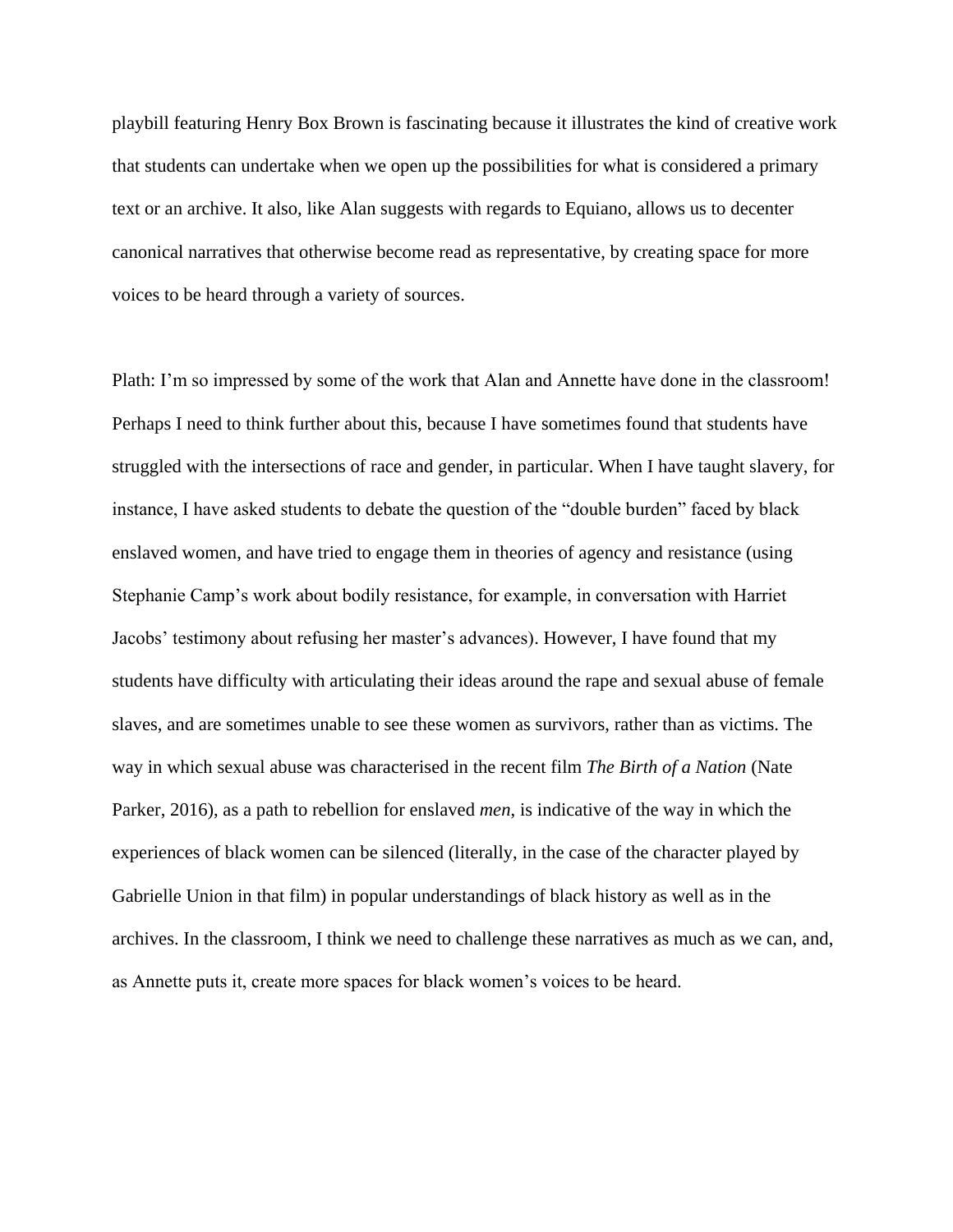playbill featuring Henry Box Brown is fascinating because it illustrates the kind of creative work that students can undertake when we open up the possibilities for what is considered a primary text or an archive. It also, like Alan suggests with regards to Equiano, allows us to decenter canonical narratives that otherwise become read as representative, by creating space for more voices to be heard through a variety of sources.

Plath: I'm so impressed by some of the work that Alan and Annette have done in the classroom! Perhaps I need to think further about this, because I have sometimes found that students have struggled with the intersections of race and gender, in particular. When I have taught slavery, for instance, I have asked students to debate the question of the "double burden" faced by black enslaved women, and have tried to engage them in theories of agency and resistance (using Stephanie Camp's work about bodily resistance, for example, in conversation with Harriet Jacobs' testimony about refusing her master's advances). However, I have found that my students have difficulty with articulating their ideas around the rape and sexual abuse of female slaves, and are sometimes unable to see these women as survivors, rather than as victims. The way in which sexual abuse was characterised in the recent film *The Birth of a Nation* (Nate Parker, 2016), as a path to rebellion for enslaved *men*, is indicative of the way in which the experiences of black women can be silenced (literally, in the case of the character played by Gabrielle Union in that film) in popular understandings of black history as well as in the archives. In the classroom, I think we need to challenge these narratives as much as we can, and, as Annette puts it, create more spaces for black women's voices to be heard.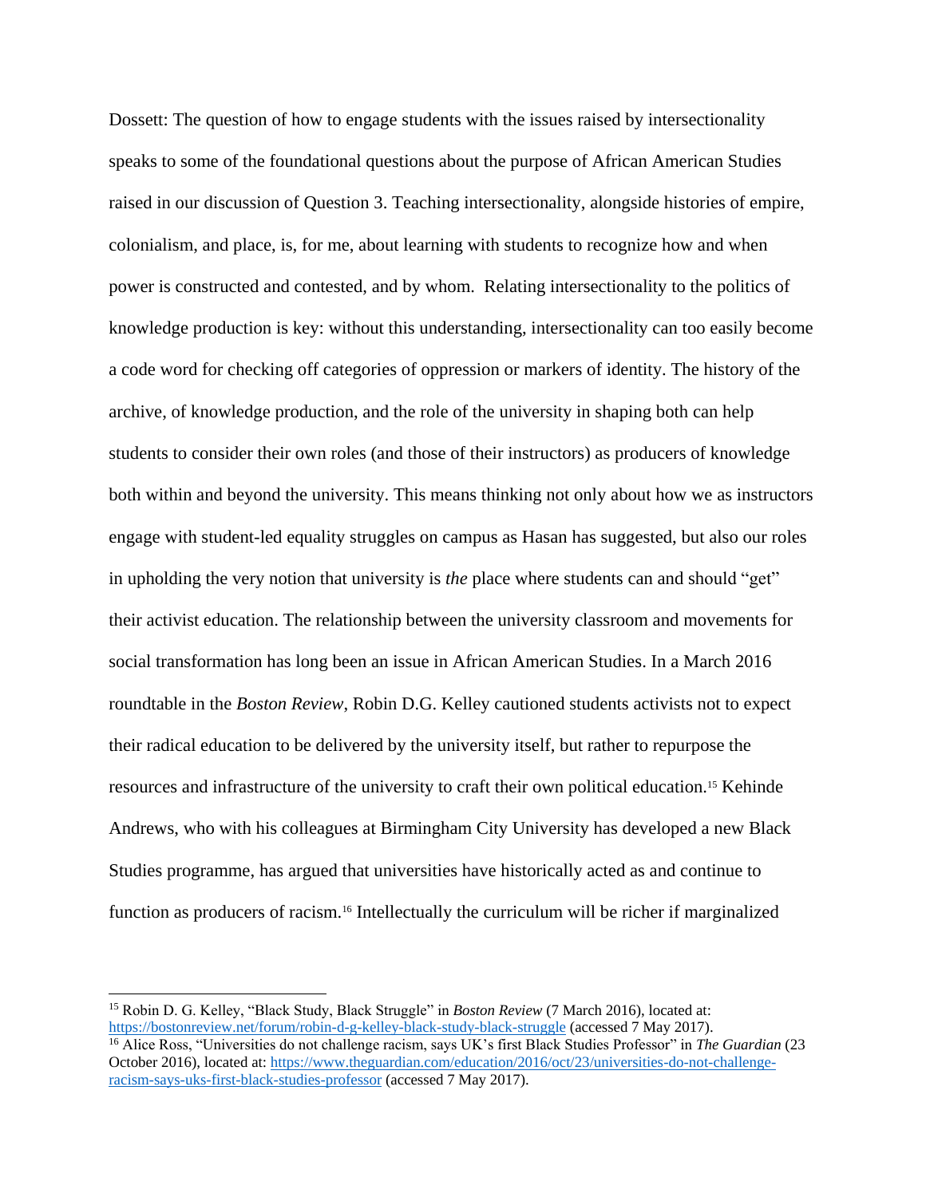Dossett: The question of how to engage students with the issues raised by intersectionality speaks to some of the foundational questions about the purpose of African American Studies raised in our discussion of Question 3. Teaching intersectionality, alongside histories of empire, colonialism, and place, is, for me, about learning with students to recognize how and when power is constructed and contested, and by whom. Relating intersectionality to the politics of knowledge production is key: without this understanding, intersectionality can too easily become a code word for checking off categories of oppression or markers of identity. The history of the archive, of knowledge production, and the role of the university in shaping both can help students to consider their own roles (and those of their instructors) as producers of knowledge both within and beyond the university. This means thinking not only about how we as instructors engage with student-led equality struggles on campus as Hasan has suggested, but also our roles in upholding the very notion that university is *the* place where students can and should "get" their activist education. The relationship between the university classroom and movements for social transformation has long been an issue in African American Studies. In a March 2016 roundtable in the *Boston Review*, Robin D.G. Kelley cautioned students activists not to expect their radical education to be delivered by the university itself, but rather to repurpose the resources and infrastructure of the university to craft their own political education.[15] Kehinde Andrews, who with his colleagues at Birmingham City University has developed a new Black Studies programme, has argued that universities have historically acted as and continue to function as producers of racism.[16] Intellectually the curriculum will be richer if marginalized

---

[15] Robin D. G. Kelley, "Black Study, Black Struggle" in *Boston Review* (7 March 2016), located at: https://bostonreview.net/forum/robin-d-g-kelley-black-study-black-struggle (accessed 7 May 2017).

[16] Alice Ross, "Universities do not challenge racism, says UK's first Black Studies Professor" in *The Guardian* (23 October 2016), located at: https://www.theguardian.com/education/2016/oct/23/universities-do-not-challenge-racism-says-uks-first-black-studies-professor (accessed 7 May 2017).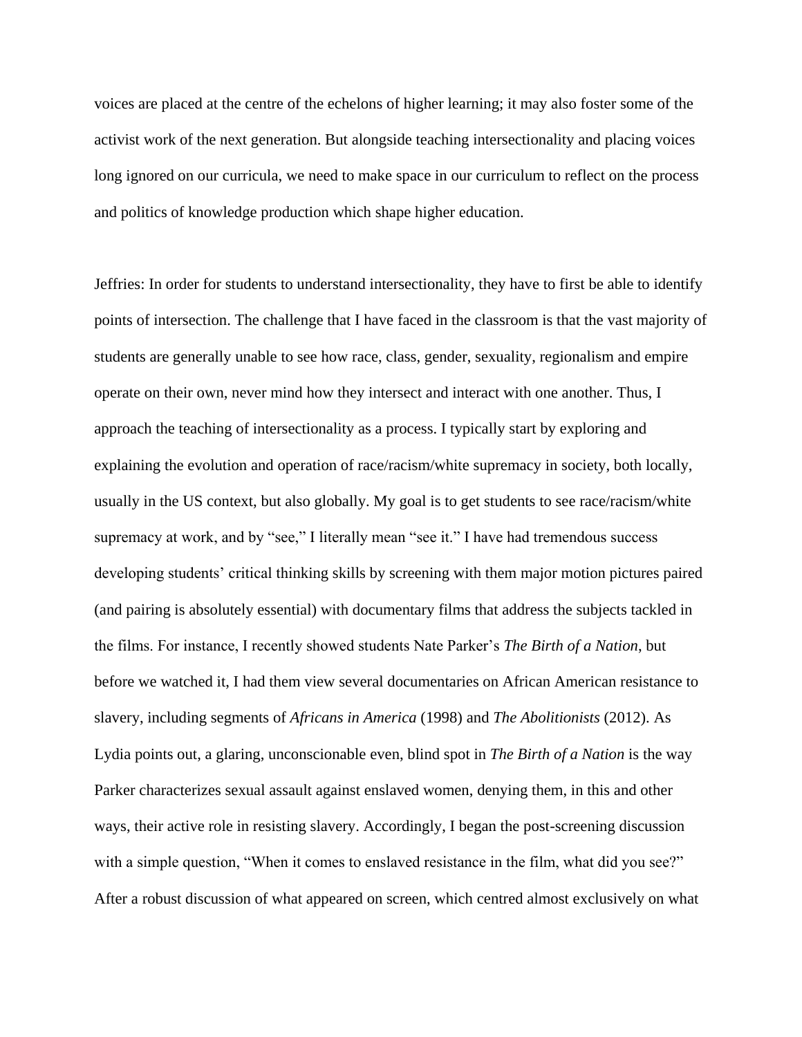voices are placed at the centre of the echelons of higher learning; it may also foster some of the activist work of the next generation. But alongside teaching intersectionality and placing voices long ignored on our curricula, we need to make space in our curriculum to reflect on the process and politics of knowledge production which shape higher education.

Jeffries: In order for students to understand intersectionality, they have to first be able to identify points of intersection. The challenge that I have faced in the classroom is that the vast majority of students are generally unable to see how race, class, gender, sexuality, regionalism and empire operate on their own, never mind how they intersect and interact with one another. Thus, I approach the teaching of intersectionality as a process. I typically start by exploring and explaining the evolution and operation of race/racism/white supremacy in society, both locally, usually in the US context, but also globally. My goal is to get students to see race/racism/white supremacy at work, and by "see," I literally mean "see it." I have had tremendous success developing students' critical thinking skills by screening with them major motion pictures paired (and pairing is absolutely essential) with documentary films that address the subjects tackled in the films. For instance, I recently showed students Nate Parker's *The Birth of a Nation*, but before we watched it, I had them view several documentaries on African American resistance to slavery, including segments of *Africans in America* (1998) and *The Abolitionists* (2012). As Lydia points out, a glaring, unconscionable even, blind spot in *The Birth of a Nation* is the way Parker characterizes sexual assault against enslaved women, denying them, in this and other ways, their active role in resisting slavery. Accordingly, I began the post-screening discussion with a simple question, "When it comes to enslaved resistance in the film, what did you see?" After a robust discussion of what appeared on screen, which centred almost exclusively on what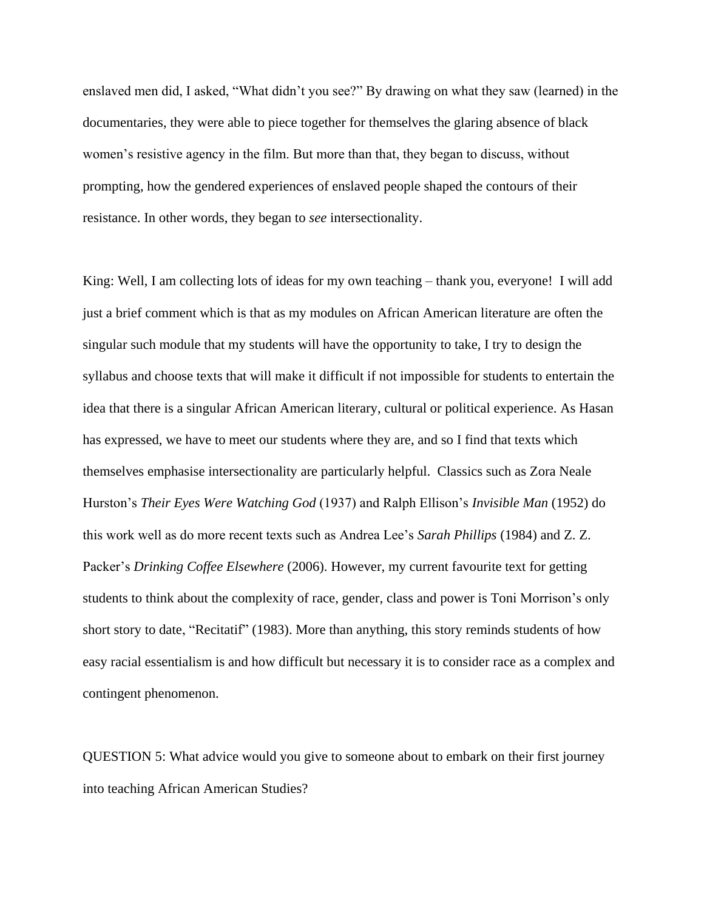enslaved men did, I asked, "What didn't you see?" By drawing on what they saw (learned) in the documentaries, they were able to piece together for themselves the glaring absence of black women's resistive agency in the film. But more than that, they began to discuss, without prompting, how the gendered experiences of enslaved people shaped the contours of their resistance. In other words, they began to *see* intersectionality.

King: Well, I am collecting lots of ideas for my own teaching – thank you, everyone! I will add just a brief comment which is that as my modules on African American literature are often the singular such module that my students will have the opportunity to take, I try to design the syllabus and choose texts that will make it difficult if not impossible for students to entertain the idea that there is a singular African American literary, cultural or political experience. As Hasan has expressed, we have to meet our students where they are, and so I find that texts which themselves emphasise intersectionality are particularly helpful. Classics such as Zora Neale Hurston's *Their Eyes Were Watching God* (1937) and Ralph Ellison's *Invisible Man* (1952) do this work well as do more recent texts such as Andrea Lee's *Sarah Phillips* (1984) and Z. Z. Packer's *Drinking Coffee Elsewhere* (2006). However, my current favourite text for getting students to think about the complexity of race, gender, class and power is Toni Morrison's only short story to date, "Recitatif" (1983). More than anything, this story reminds students of how easy racial essentialism is and how difficult but necessary it is to consider race as a complex and contingent phenomenon.

QUESTION 5: What advice would you give to someone about to embark on their first journey into teaching African American Studies?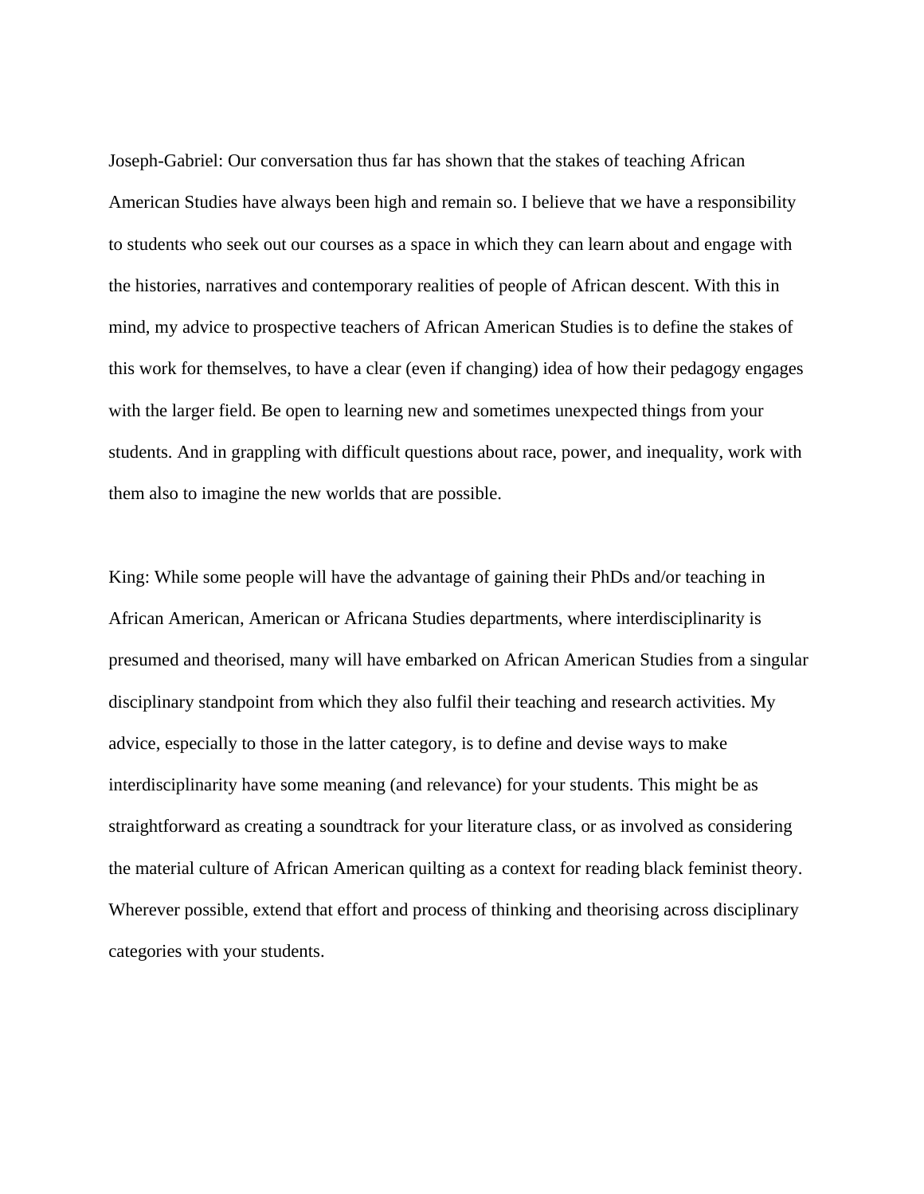Joseph-Gabriel: Our conversation thus far has shown that the stakes of teaching African American Studies have always been high and remain so. I believe that we have a responsibility to students who seek out our courses as a space in which they can learn about and engage with the histories, narratives and contemporary realities of people of African descent. With this in mind, my advice to prospective teachers of African American Studies is to define the stakes of this work for themselves, to have a clear (even if changing) idea of how their pedagogy engages with the larger field. Be open to learning new and sometimes unexpected things from your students. And in grappling with difficult questions about race, power, and inequality, work with them also to imagine the new worlds that are possible.

King: While some people will have the advantage of gaining their PhDs and/or teaching in African American, American or Africana Studies departments, where interdisciplinarity is presumed and theorised, many will have embarked on African American Studies from a singular disciplinary standpoint from which they also fulfil their teaching and research activities. My advice, especially to those in the latter category, is to define and devise ways to make interdisciplinarity have some meaning (and relevance) for your students. This might be as straightforward as creating a soundtrack for your literature class, or as involved as considering the material culture of African American quilting as a context for reading black feminist theory. Wherever possible, extend that effort and process of thinking and theorising across disciplinary categories with your students.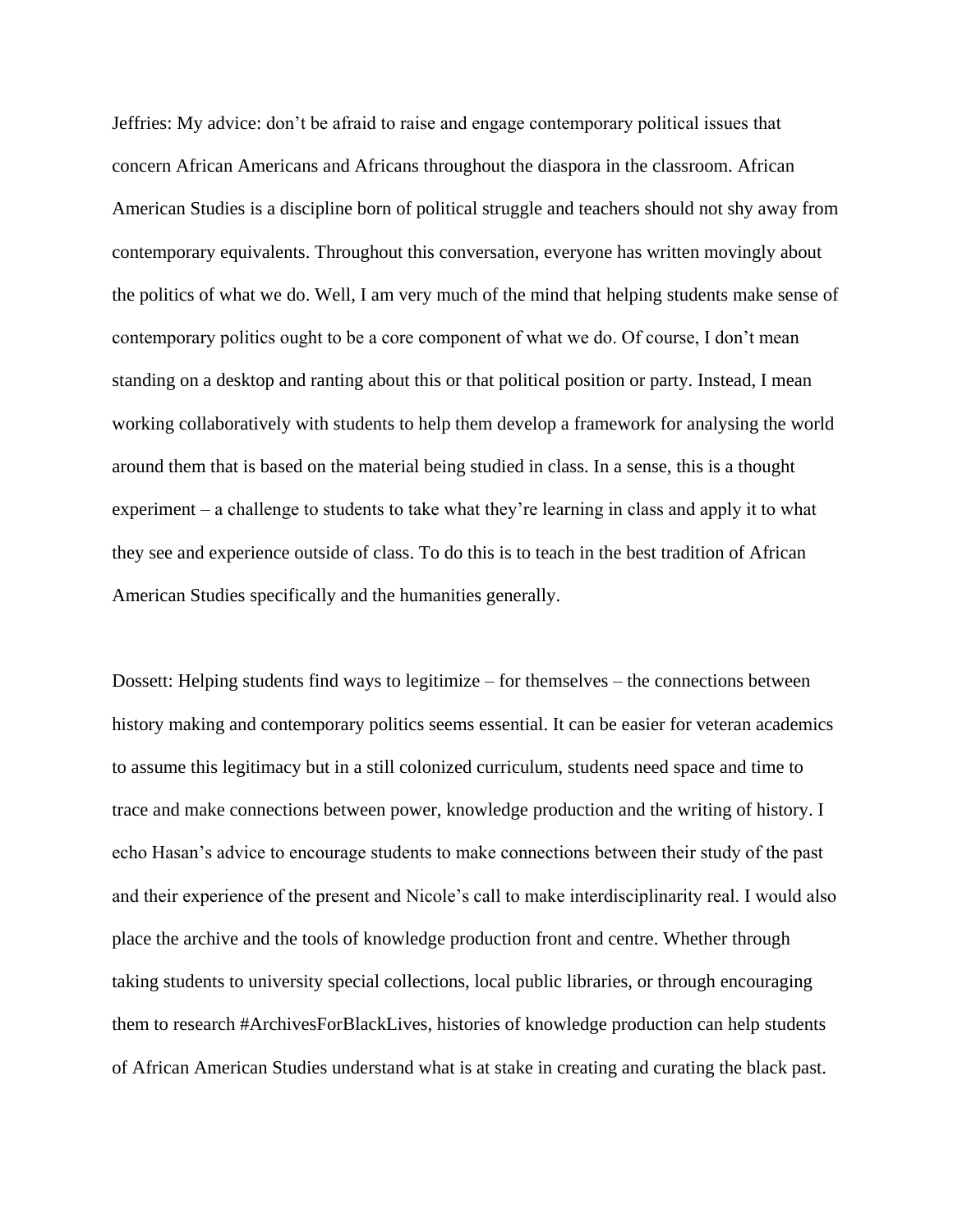Jeffries: My advice: don't be afraid to raise and engage contemporary political issues that concern African Americans and Africans throughout the diaspora in the classroom. African American Studies is a discipline born of political struggle and teachers should not shy away from contemporary equivalents. Throughout this conversation, everyone has written movingly about the politics of what we do. Well, I am very much of the mind that helping students make sense of contemporary politics ought to be a core component of what we do. Of course, I don't mean standing on a desktop and ranting about this or that political position or party. Instead, I mean working collaboratively with students to help them develop a framework for analysing the world around them that is based on the material being studied in class. In a sense, this is a thought experiment – a challenge to students to take what they're learning in class and apply it to what they see and experience outside of class. To do this is to teach in the best tradition of African American Studies specifically and the humanities generally.

Dossett: Helping students find ways to legitimize – for themselves – the connections between history making and contemporary politics seems essential. It can be easier for veteran academics to assume this legitimacy but in a still colonized curriculum, students need space and time to trace and make connections between power, knowledge production and the writing of history. I echo Hasan's advice to encourage students to make connections between their study of the past and their experience of the present and Nicole's call to make interdisciplinarity real. I would also place the archive and the tools of knowledge production front and centre. Whether through taking students to university special collections, local public libraries, or through encouraging them to research #ArchivesForBlackLives, histories of knowledge production can help students of African American Studies understand what is at stake in creating and curating the black past.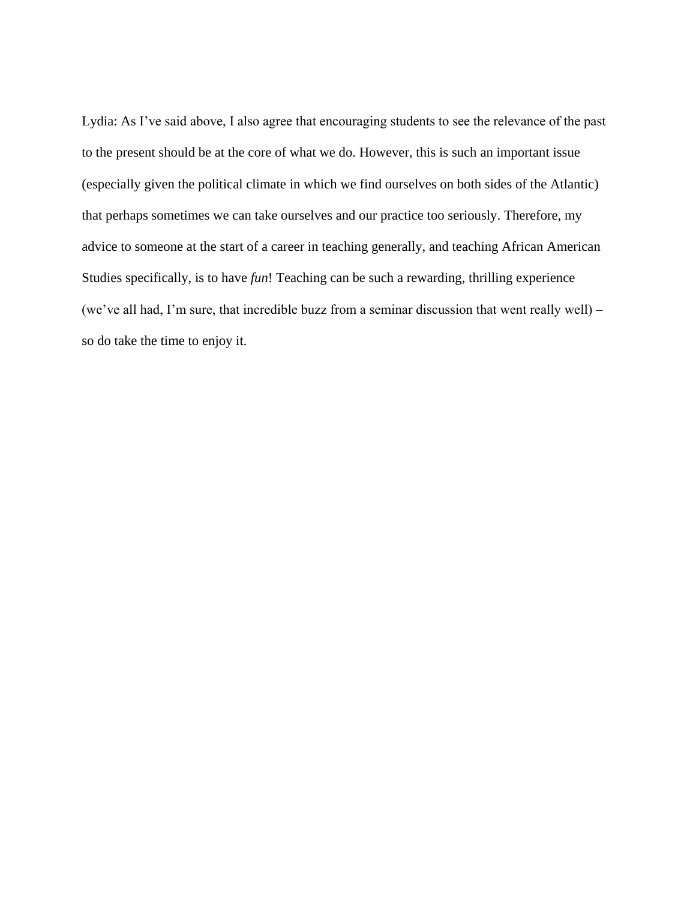Lydia: As I've said above, I also agree that encouraging students to see the relevance of the past to the present should be at the core of what we do. However, this is such an important issue (especially given the political climate in which we find ourselves on both sides of the Atlantic) that perhaps sometimes we can take ourselves and our practice too seriously. Therefore, my advice to someone at the start of a career in teaching generally, and teaching African American Studies specifically, is to have *fun*! Teaching can be such a rewarding, thrilling experience (we've all had, I'm sure, that incredible buzz from a seminar discussion that went really well) – so do take the time to enjoy it.